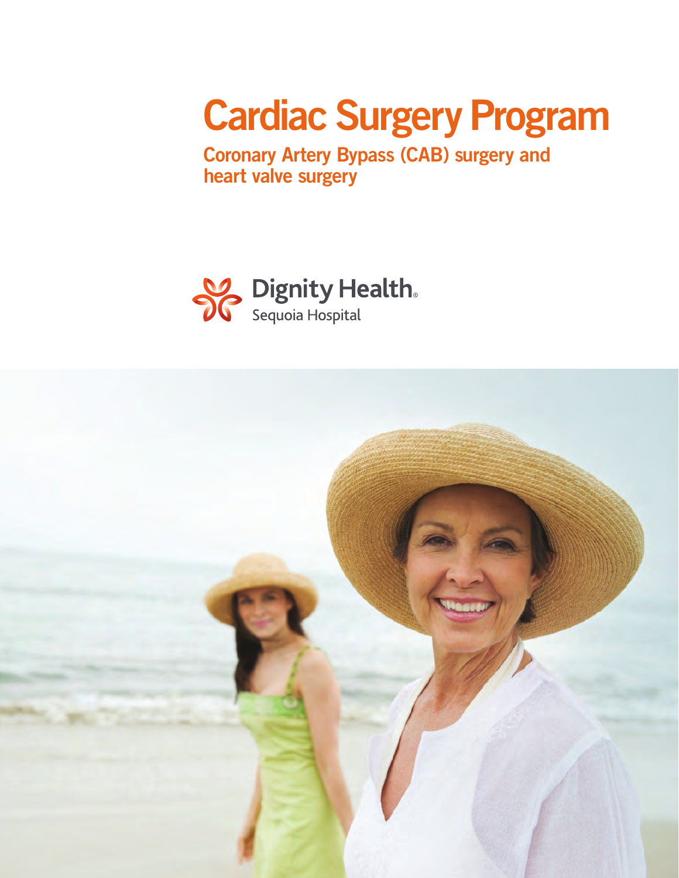# Cardiac Surgery Program

## Coronary Artery Bypass (CAB) surgery and heart valve surgery

Dignity Health.
Sequoia Hospital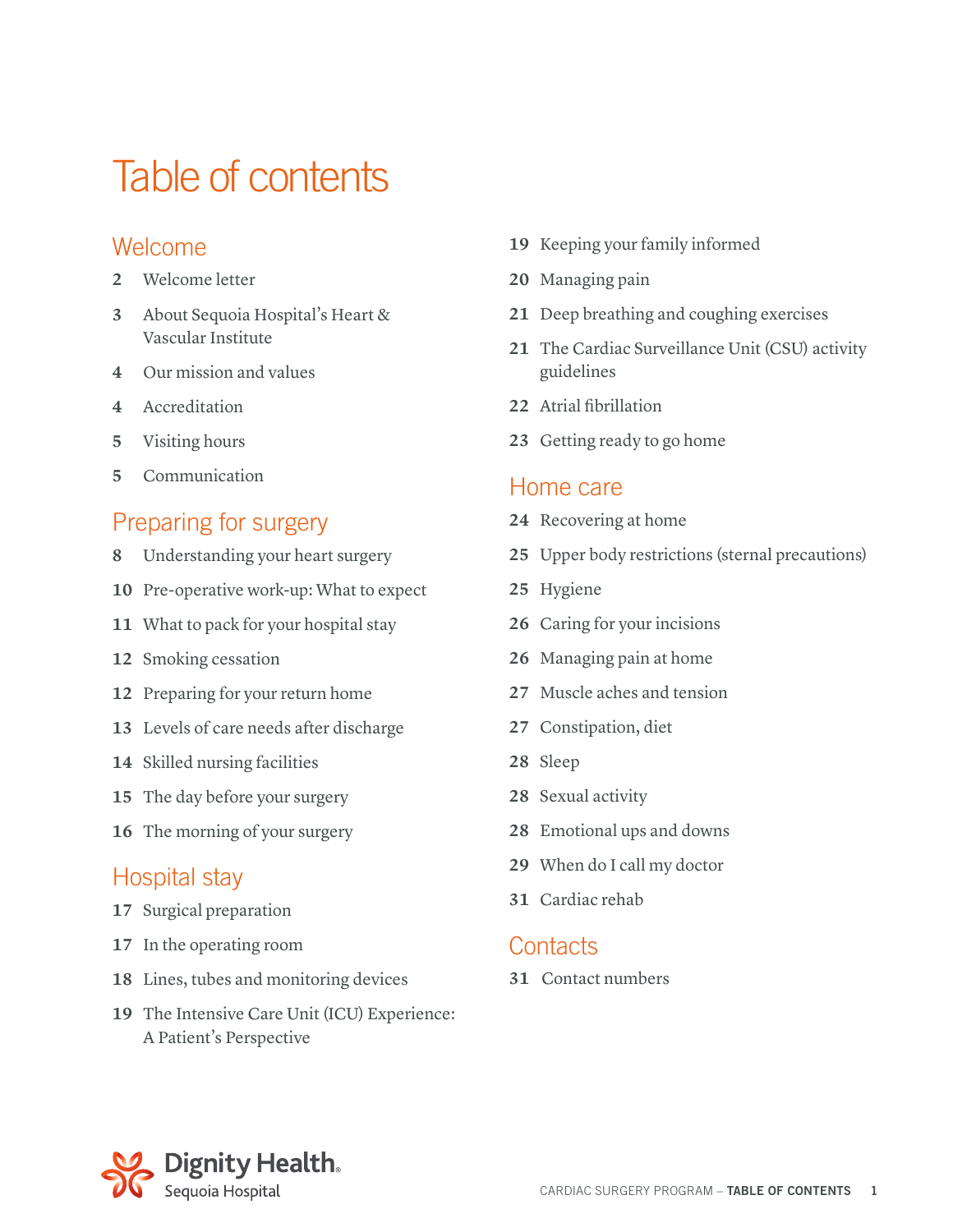# Table of contents

## Welcome

- 2 Welcome letter
- 3 About Sequoia Hospital's Heart & Vascular Institute
- 4 Our mission and values
- 4 Accreditation
- 5 Visiting hours
- 5 Communication

## Preparing for surgery

- 8 Understanding your heart surgery
- 10 Pre-operative work-up: What to expect
- 11 What to pack for your hospital stay
- 12 Smoking cessation
- 12 Preparing for your return home
- 13 Levels of care needs after discharge
- 14 Skilled nursing facilities
- 15 The day before your surgery
- 16 The morning of your surgery

## Hospital stay

- 17 Surgical preparation
- 17 In the operating room
- 18 Lines, tubes and monitoring devices
- 19 The Intensive Care Unit (ICU) Experience: A Patient's Perspective
- 19 Keeping your family informed
- 20 Managing pain
- 21 Deep breathing and coughing exercises
- 21 The Cardiac Surveillance Unit (CSU) activity guidelines
- 22 Atrial fibrillation
- 23 Getting ready to go home

## Home care

- 24 Recovering at home
- 25 Upper body restrictions (sternal precautions)
- 25 Hygiene
- 26 Caring for your incisions
- 26 Managing pain at home
- 27 Muscle aches and tension
- 27 Constipation, diet
- 28 Sleep
- 28 Sexual activity
- 28 Emotional ups and downs
- 29 When do I call my doctor
- 31 Cardiac rehab

## Contacts

- 31 Contact numbers

Dignity Health. Sequoia Hospital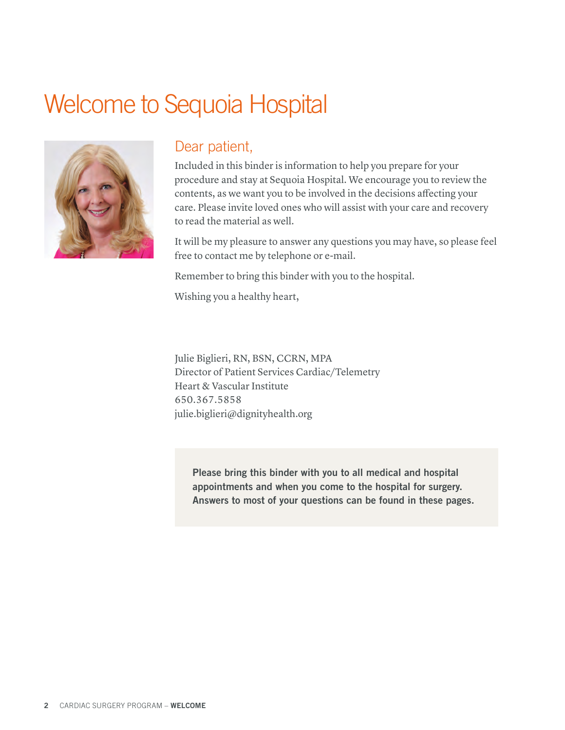# Welcome to Sequoia Hospital

## Dear patient,

Included in this binder is information to help you prepare for your procedure and stay at Sequoia Hospital. We encourage you to review the contents, as we want you to be involved in the decisions affecting your care. Please invite loved ones who will assist with your care and recovery to read the material as well.

It will be my pleasure to answer any questions you may have, so please feel free to contact me by telephone or e-mail.

Remember to bring this binder with you to the hospital.

Wishing you a healthy heart,

Julie Biglieri, RN, BSN, CCRN, MPA
Director of Patient Services Cardiac/Telemetry
Heart & Vascular Institute
650.367.5858
julie.biglieri@dignityhealth.org

**Please bring this binder with you to all medical and hospital appointments and when you come to the hospital for surgery. Answers to most of your questions can be found in these pages.**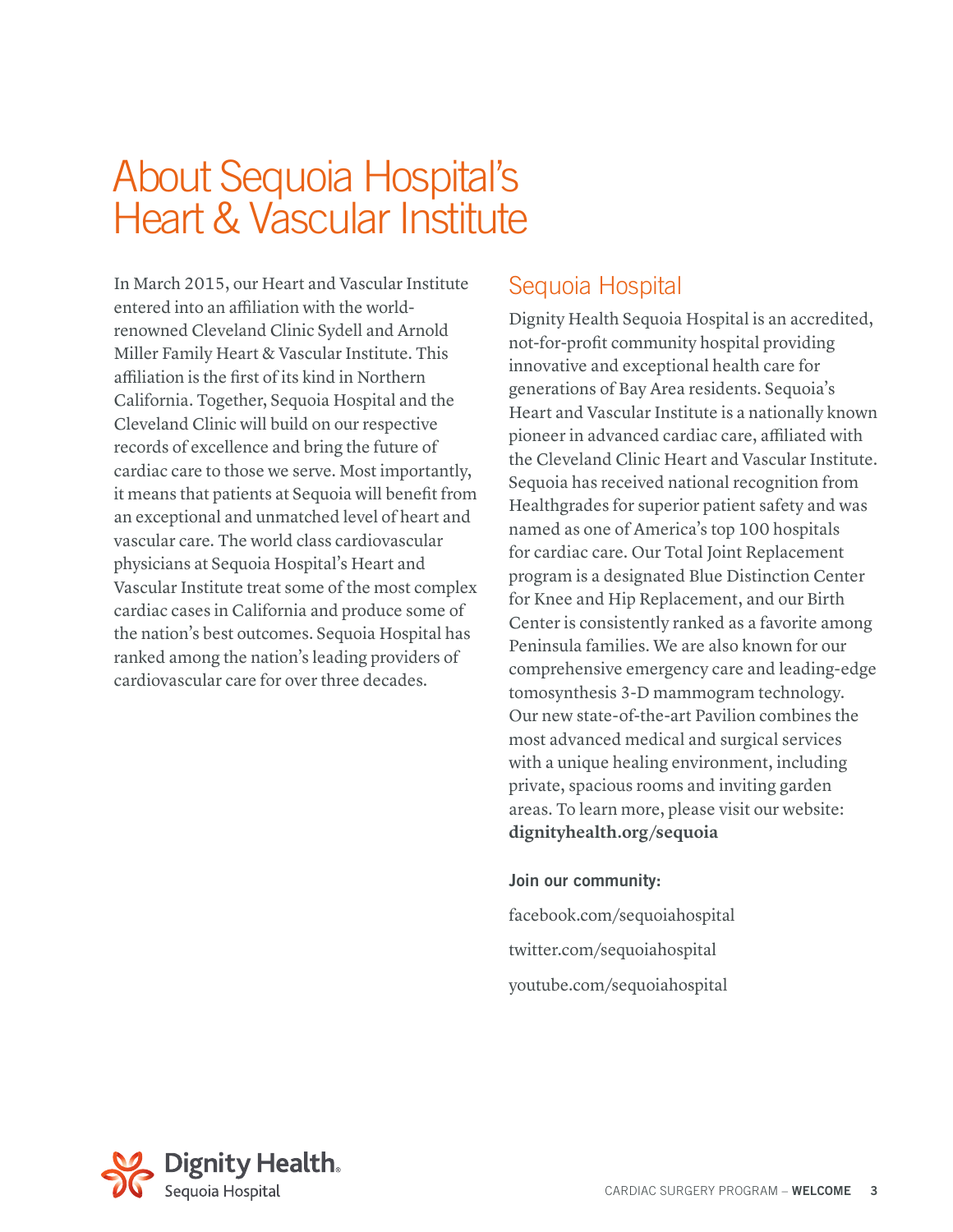# About Sequoia Hospital's Heart & Vascular Institute

In March 2015, our Heart and Vascular Institute entered into an affiliation with the world-renowned Cleveland Clinic Sydell and Arnold Miller Family Heart & Vascular Institute. This affiliation is the first of its kind in Northern California. Together, Sequoia Hospital and the Cleveland Clinic will build on our respective records of excellence and bring the future of cardiac care to those we serve. Most importantly, it means that patients at Sequoia will benefit from an exceptional and unmatched level of heart and vascular care. The world class cardiovascular physicians at Sequoia Hospital's Heart and Vascular Institute treat some of the most complex cardiac cases in California and produce some of the nation's best outcomes. Sequoia Hospital has ranked among the nation's leading providers of cardiovascular care for over three decades.

## Sequoia Hospital

Dignity Health Sequoia Hospital is an accredited, not-for-profit community hospital providing innovative and exceptional health care for generations of Bay Area residents. Sequoia's Heart and Vascular Institute is a nationally known pioneer in advanced cardiac care, affiliated with the Cleveland Clinic Heart and Vascular Institute. Sequoia has received national recognition from Healthgrades for superior patient safety and was named as one of America's top 100 hospitals for cardiac care. Our Total Joint Replacement program is a designated Blue Distinction Center for Knee and Hip Replacement, and our Birth Center is consistently ranked as a favorite among Peninsula families. We are also known for our comprehensive emergency care and leading-edge tomosynthesis 3-D mammogram technology. Our new state-of-the-art Pavilion combines the most advanced medical and surgical services with a unique healing environment, including private, spacious rooms and inviting garden areas. To learn more, please visit our website: **dignityhealth.org/sequoia**

**Join our community:**

facebook.com/sequoiahospital

twitter.com/sequoiahospital

youtube.com/sequoiahospital

Dignity Health
Sequoia Hospital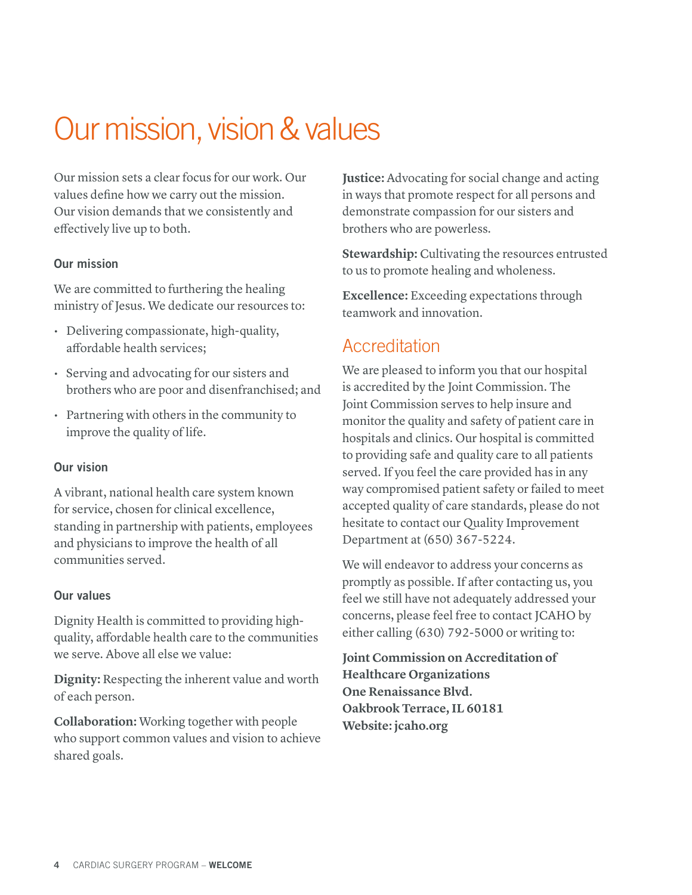# Our mission, vision & values

Our mission sets a clear focus for our work. Our values define how we carry out the mission. Our vision demands that we consistently and effectively live up to both.

### Our mission

We are committed to furthering the healing ministry of Jesus. We dedicate our resources to:

- Delivering compassionate, high-quality, affordable health services;
- Serving and advocating for our sisters and brothers who are poor and disenfranchised; and
- Partnering with others in the community to improve the quality of life.

### Our vision

A vibrant, national health care system known for service, chosen for clinical excellence, standing in partnership with patients, employees and physicians to improve the health of all communities served.

### Our values

Dignity Health is committed to providing high-quality, affordable health care to the communities we serve. Above all else we value:

**Dignity:** Respecting the inherent value and worth of each person.

**Collaboration:** Working together with people who support common values and vision to achieve shared goals.

**Justice:** Advocating for social change and acting in ways that promote respect for all persons and demonstrate compassion for our sisters and brothers who are powerless.

**Stewardship:** Cultivating the resources entrusted to us to promote healing and wholeness.

**Excellence:** Exceeding expectations through teamwork and innovation.

## Accreditation

We are pleased to inform you that our hospital is accredited by the Joint Commission. The Joint Commission serves to help insure and monitor the quality and safety of patient care in hospitals and clinics. Our hospital is committed to providing safe and quality care to all patients served. If you feel the care provided has in any way compromised patient safety or failed to meet accepted quality of care standards, please do not hesitate to contact our Quality Improvement Department at (650) 367-5224.

We will endeavor to address your concerns as promptly as possible. If after contacting us, you feel we still have not adequately addressed your concerns, please feel free to contact JCAHO by either calling (630) 792-5000 or writing to:

**Joint Commission on Accreditation of Healthcare Organizations**
**One Renaissance Blvd.**
**Oakbrook Terrace, IL 60181**
**Website: jcaho.org**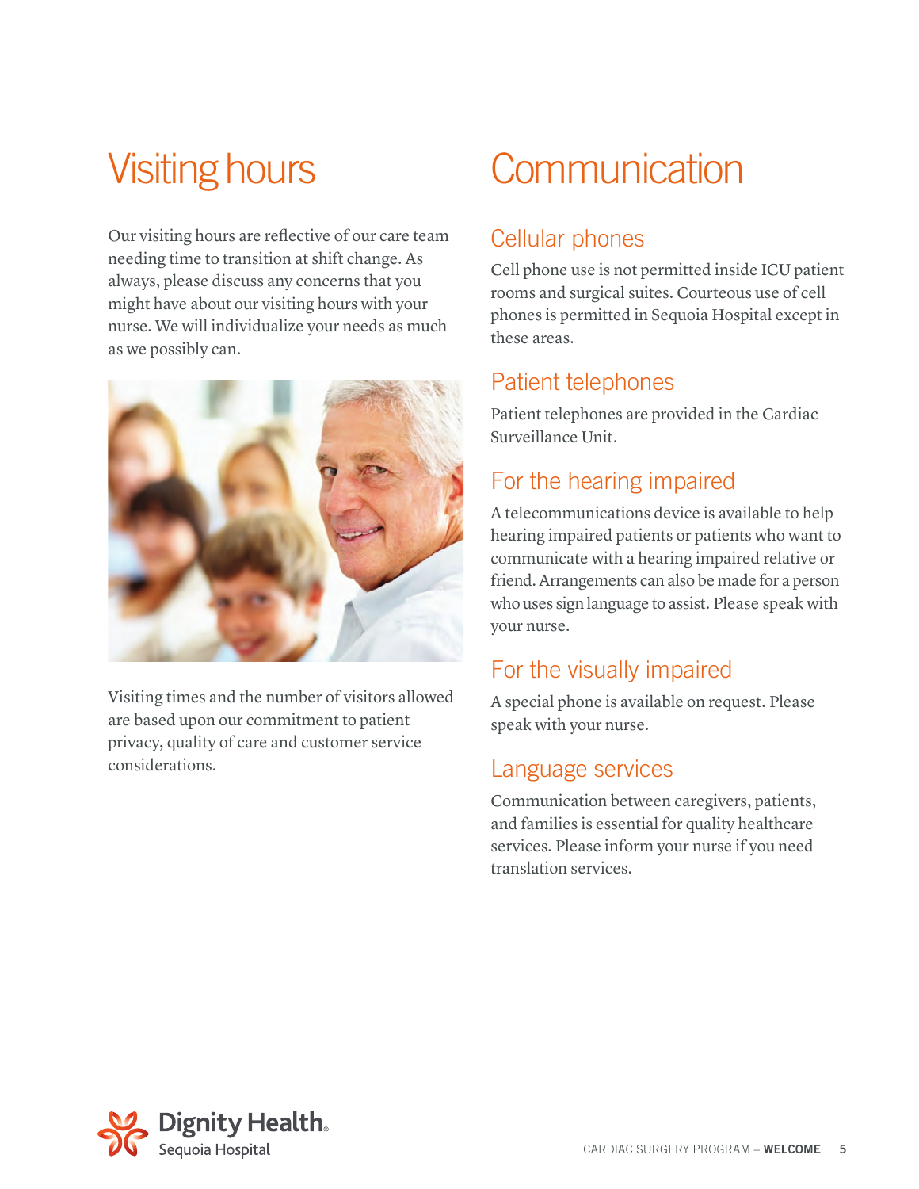# Visiting hours

Our visiting hours are reflective of our care team needing time to transition at shift change. As always, please discuss any concerns that you might have about our visiting hours with your nurse. We will individualize your needs as much as we possibly can.

Visiting times and the number of visitors allowed are based upon our commitment to patient privacy, quality of care and customer service considerations.

# Communication

## Cellular phones

Cell phone use is not permitted inside ICU patient rooms and surgical suites. Courteous use of cell phones is permitted in Sequoia Hospital except in these areas.

## Patient telephones

Patient telephones are provided in the Cardiac Surveillance Unit.

## For the hearing impaired

A telecommunications device is available to help hearing impaired patients or patients who want to communicate with a hearing impaired relative or friend. Arrangements can also be made for a person who uses sign language to assist. Please speak with your nurse.

## For the visually impaired

A special phone is available on request. Please speak with your nurse.

## Language services

Communication between caregivers, patients, and families is essential for quality healthcare services. Please inform your nurse if you need translation services.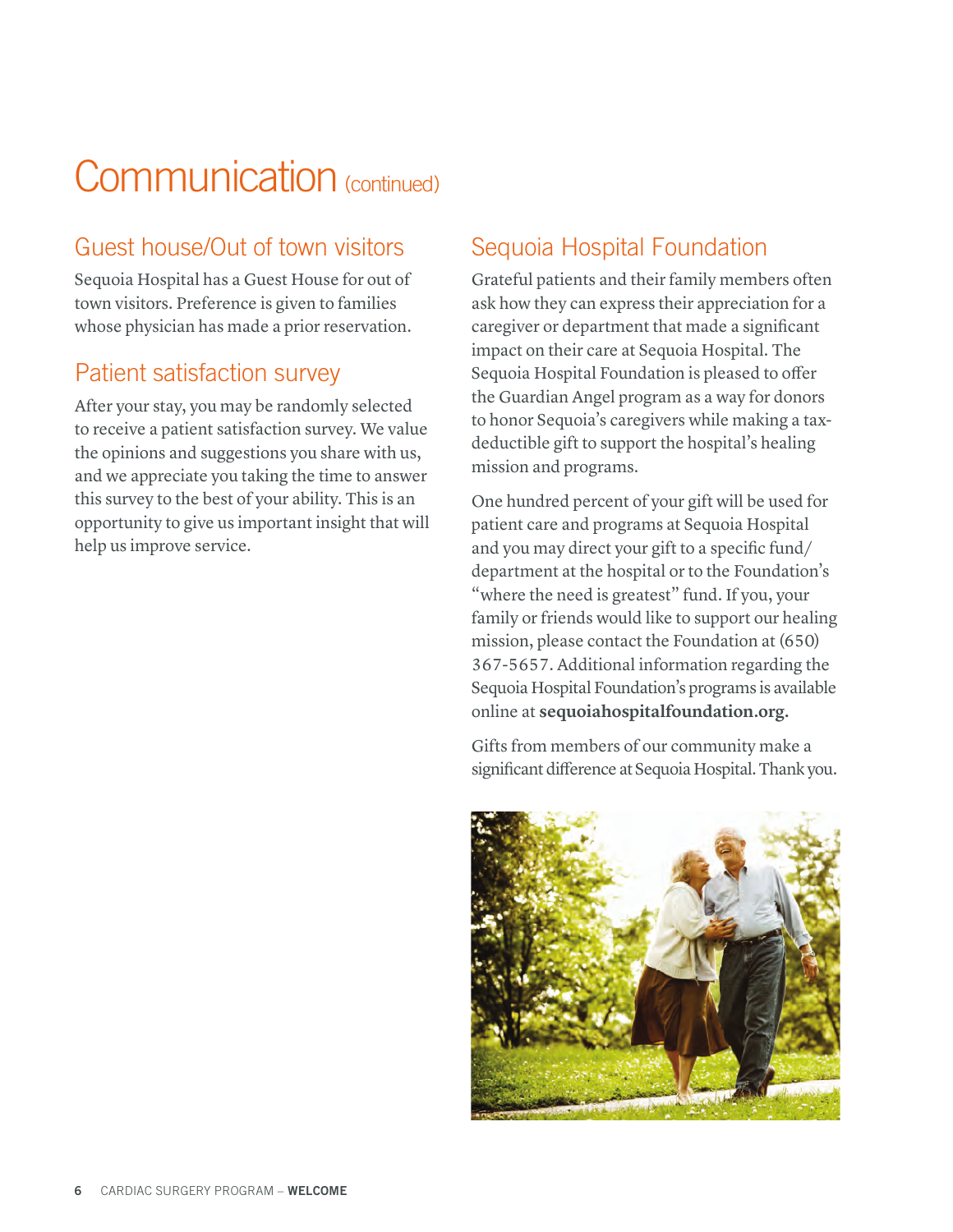# Communication (continued)

## Guest house/Out of town visitors

Sequoia Hospital has a Guest House for out of town visitors. Preference is given to families whose physician has made a prior reservation.

## Patient satisfaction survey

After your stay, you may be randomly selected to receive a patient satisfaction survey. We value the opinions and suggestions you share with us, and we appreciate you taking the time to answer this survey to the best of your ability. This is an opportunity to give us important insight that will help us improve service.

## Sequoia Hospital Foundation

Grateful patients and their family members often ask how they can express their appreciation for a caregiver or department that made a significant impact on their care at Sequoia Hospital. The Sequoia Hospital Foundation is pleased to offer the Guardian Angel program as a way for donors to honor Sequoia's caregivers while making a tax-deductible gift to support the hospital's healing mission and programs.

One hundred percent of your gift will be used for patient care and programs at Sequoia Hospital and you may direct your gift to a specific fund/department at the hospital or to the Foundation's "where the need is greatest" fund. If you, your family or friends would like to support our healing mission, please contact the Foundation at (650) 367-5657. Additional information regarding the Sequoia Hospital Foundation's programs is available online at **sequoiahospitalfoundation.org.**

Gifts from members of our community make a significant difference at Sequoia Hospital. Thank you.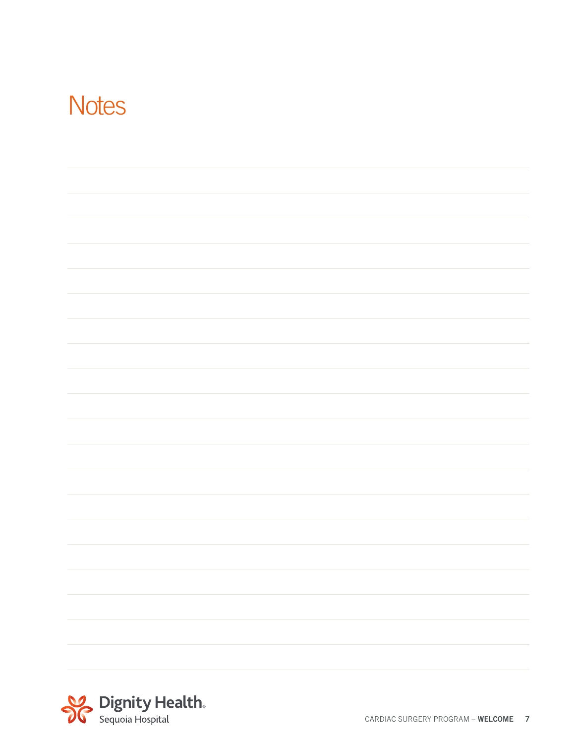# Notes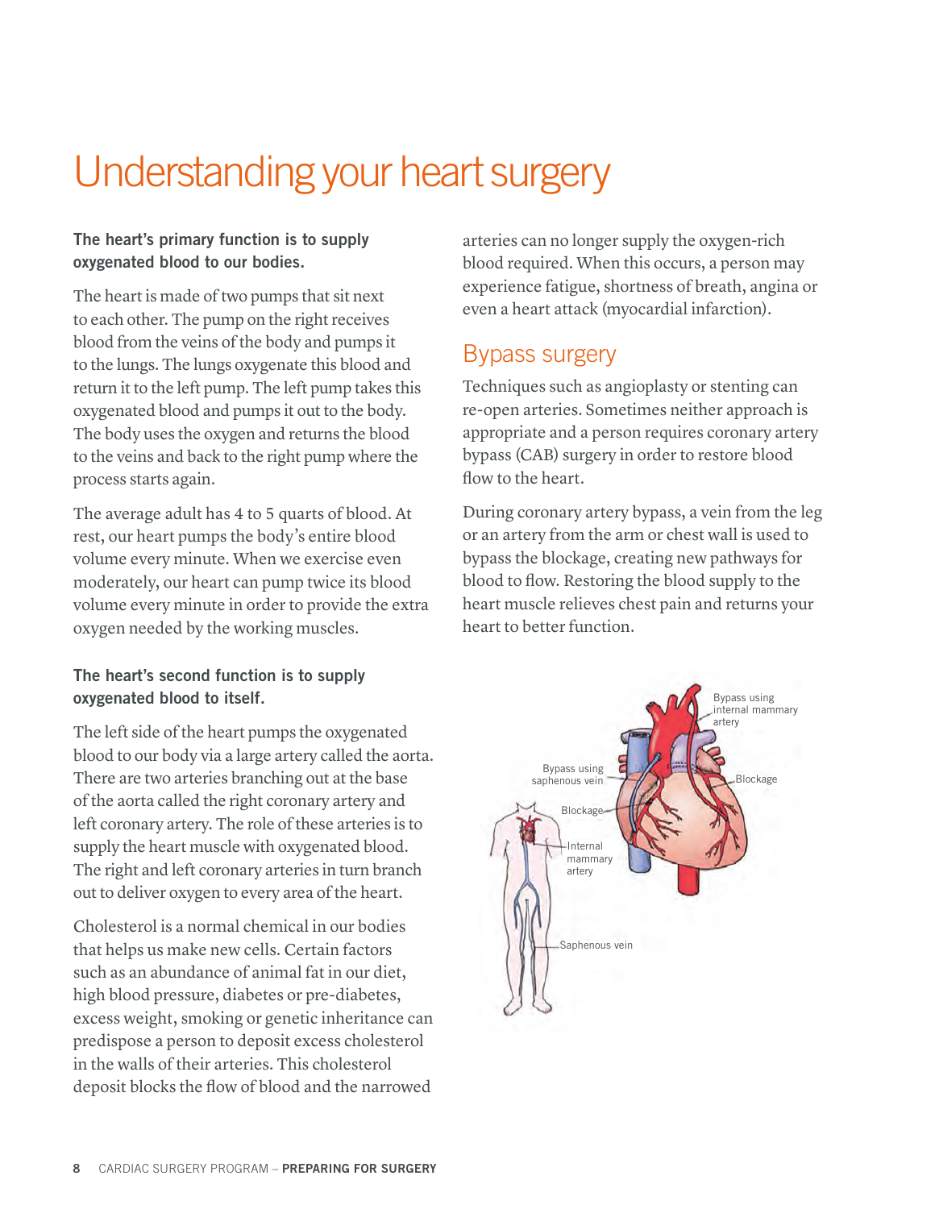# Understanding your heart surgery

**The heart's primary function is to supply oxygenated blood to our bodies.**

The heart is made of two pumps that sit next to each other. The pump on the right receives blood from the veins of the body and pumps it to the lungs. The lungs oxygenate this blood and return it to the left pump. The left pump takes this oxygenated blood and pumps it out to the body. The body uses the oxygen and returns the blood to the veins and back to the right pump where the process starts again.

The average adult has 4 to 5 quarts of blood. At rest, our heart pumps the body's entire blood volume every minute. When we exercise even moderately, our heart can pump twice its blood volume every minute in order to provide the extra oxygen needed by the working muscles.

**The heart's second function is to supply oxygenated blood to itself.**

The left side of the heart pumps the oxygenated blood to our body via a large artery called the aorta. There are two arteries branching out at the base of the aorta called the right coronary artery and left coronary artery. The role of these arteries is to supply the heart muscle with oxygenated blood. The right and left coronary arteries in turn branch out to deliver oxygen to every area of the heart.

Cholesterol is a normal chemical in our bodies that helps us make new cells. Certain factors such as an abundance of animal fat in our diet, high blood pressure, diabetes or pre-diabetes, excess weight, smoking or genetic inheritance can predispose a person to deposit excess cholesterol in the walls of their arteries. This cholesterol deposit blocks the flow of blood and the narrowed arteries can no longer supply the oxygen-rich blood required. When this occurs, a person may experience fatigue, shortness of breath, angina or even a heart attack (myocardial infarction).

## Bypass surgery

Techniques such as angioplasty or stenting can re-open arteries. Sometimes neither approach is appropriate and a person requires coronary artery bypass (CAB) surgery in order to restore blood flow to the heart.

During coronary artery bypass, a vein from the leg or an artery from the arm or chest wall is used to bypass the blockage, creating new pathways for blood to flow. Restoring the blood supply to the heart muscle relieves chest pain and returns your heart to better function.

Bypass using internal mammary artery

Bypass using saphenous vein

Blockage

Blockage

Internal mammary artery

Saphenous vein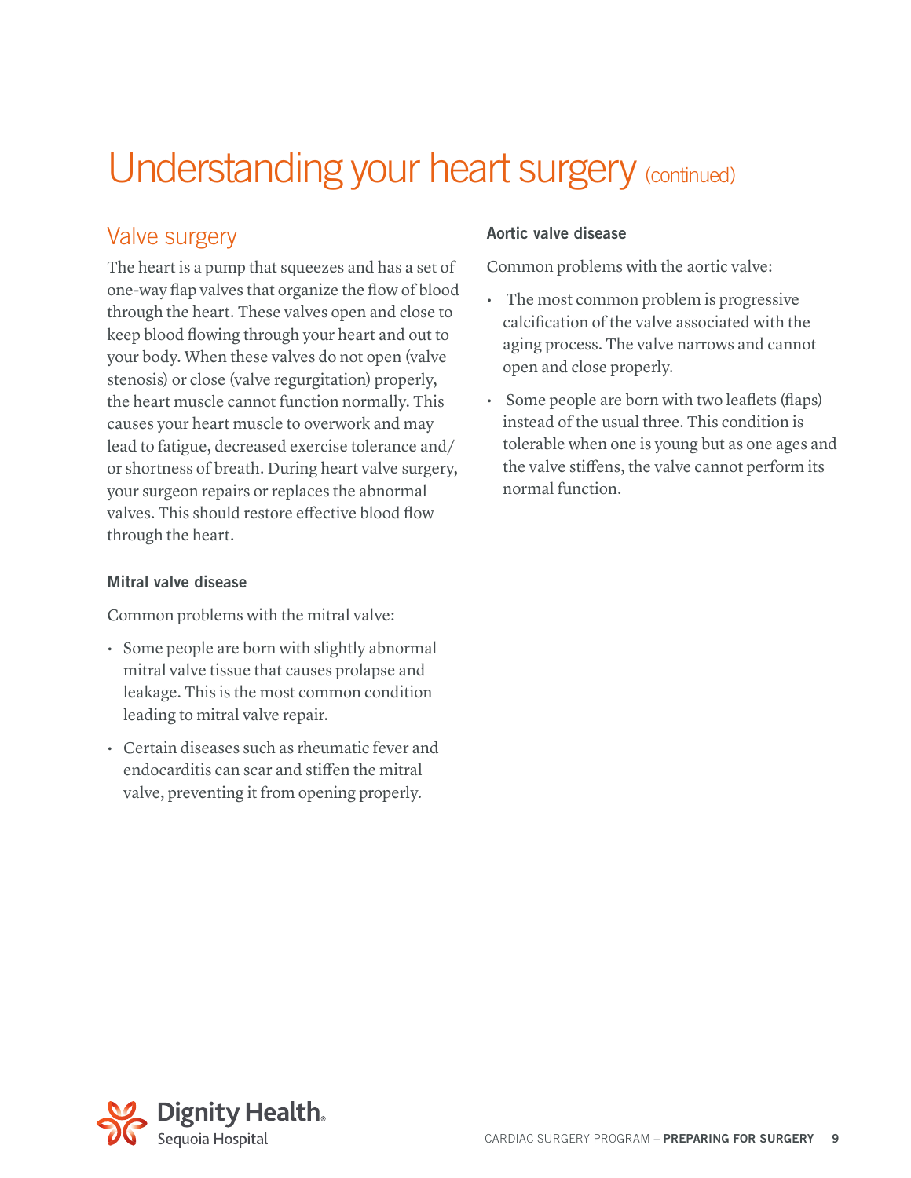# Understanding your heart surgery (continued)

## Valve surgery

The heart is a pump that squeezes and has a set of one-way flap valves that organize the flow of blood through the heart. These valves open and close to keep blood flowing through your heart and out to your body. When these valves do not open (valve stenosis) or close (valve regurgitation) properly, the heart muscle cannot function normally. This causes your heart muscle to overwork and may lead to fatigue, decreased exercise tolerance and/or shortness of breath. During heart valve surgery, your surgeon repairs or replaces the abnormal valves. This should restore effective blood flow through the heart.

### Mitral valve disease

Common problems with the mitral valve:

- Some people are born with slightly abnormal mitral valve tissue that causes prolapse and leakage. This is the most common condition leading to mitral valve repair.
- Certain diseases such as rheumatic fever and endocarditis can scar and stiffen the mitral valve, preventing it from opening properly.

### Aortic valve disease

Common problems with the aortic valve:

- The most common problem is progressive calcification of the valve associated with the aging process. The valve narrows and cannot open and close properly.
- Some people are born with two leaflets (flaps) instead of the usual three. This condition is tolerable when one is young but as one ages and the valve stiffens, the valve cannot perform its normal function.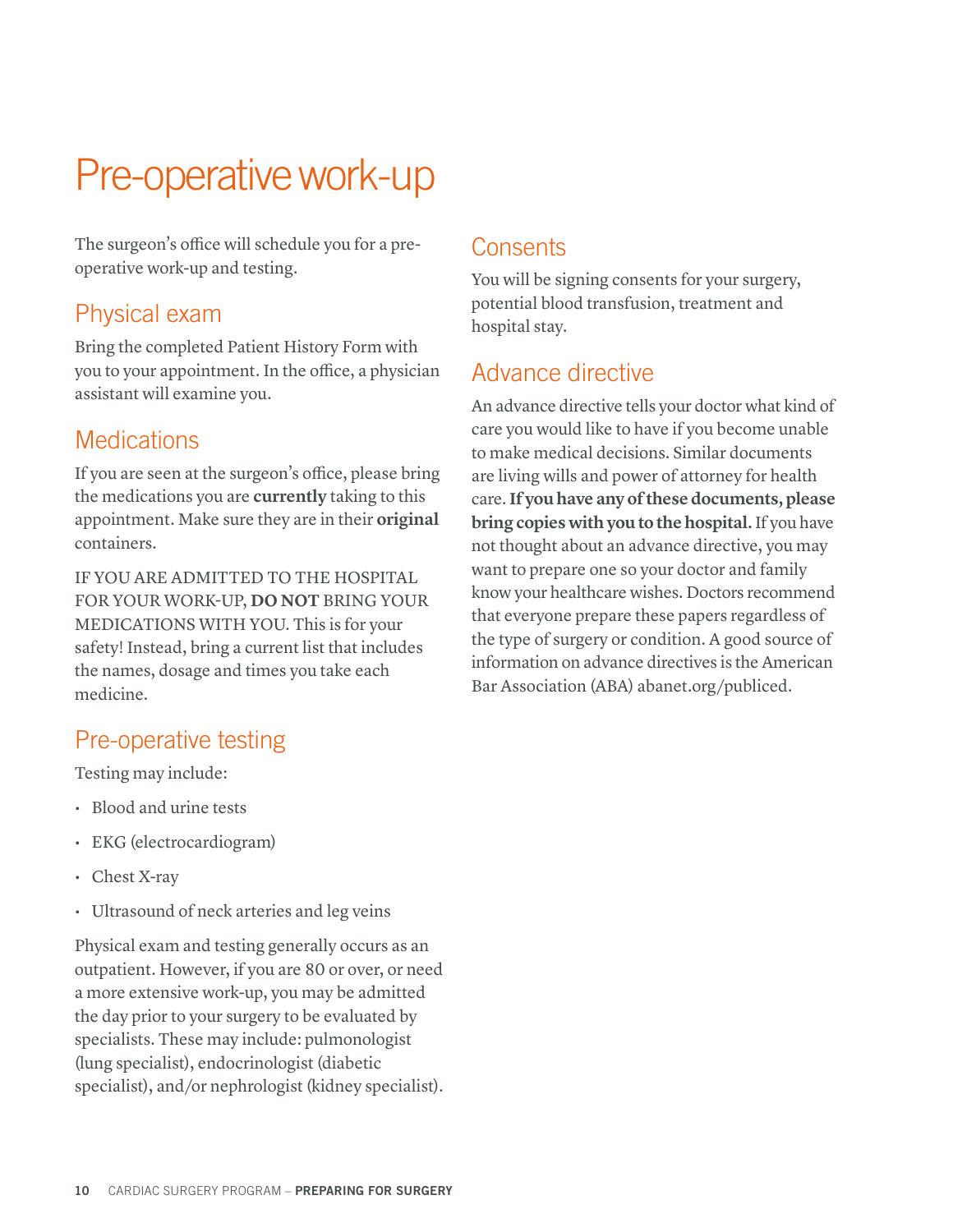# Pre-operative work-up

The surgeon's office will schedule you for a pre-operative work-up and testing.

## Physical exam

Bring the completed Patient History Form with you to your appointment. In the office, a physician assistant will examine you.

## Medications

If you are seen at the surgeon's office, please bring the medications you are **currently** taking to this appointment. Make sure they are in their **original** containers.

IF YOU ARE ADMITTED TO THE HOSPITAL FOR YOUR WORK-UP, **DO NOT** BRING YOUR MEDICATIONS WITH YOU. This is for your safety! Instead, bring a current list that includes the names, dosage and times you take each medicine.

## Pre-operative testing

Testing may include:

- Blood and urine tests
- EKG (electrocardiogram)
- Chest X-ray
- Ultrasound of neck arteries and leg veins

Physical exam and testing generally occurs as an outpatient. However, if you are 80 or over, or need a more extensive work-up, you may be admitted the day prior to your surgery to be evaluated by specialists. These may include: pulmonologist (lung specialist), endocrinologist (diabetic specialist), and/or nephrologist (kidney specialist).

## Consents

You will be signing consents for your surgery, potential blood transfusion, treatment and hospital stay.

## Advance directive

An advance directive tells your doctor what kind of care you would like to have if you become unable to make medical decisions. Similar documents are living wills and power of attorney for health care. **If you have any of these documents, please bring copies with you to the hospital.** If you have not thought about an advance directive, you may want to prepare one so your doctor and family know your healthcare wishes. Doctors recommend that everyone prepare these papers regardless of the type of surgery or condition. A good source of information on advance directives is the American Bar Association (ABA) abanet.org/publiced.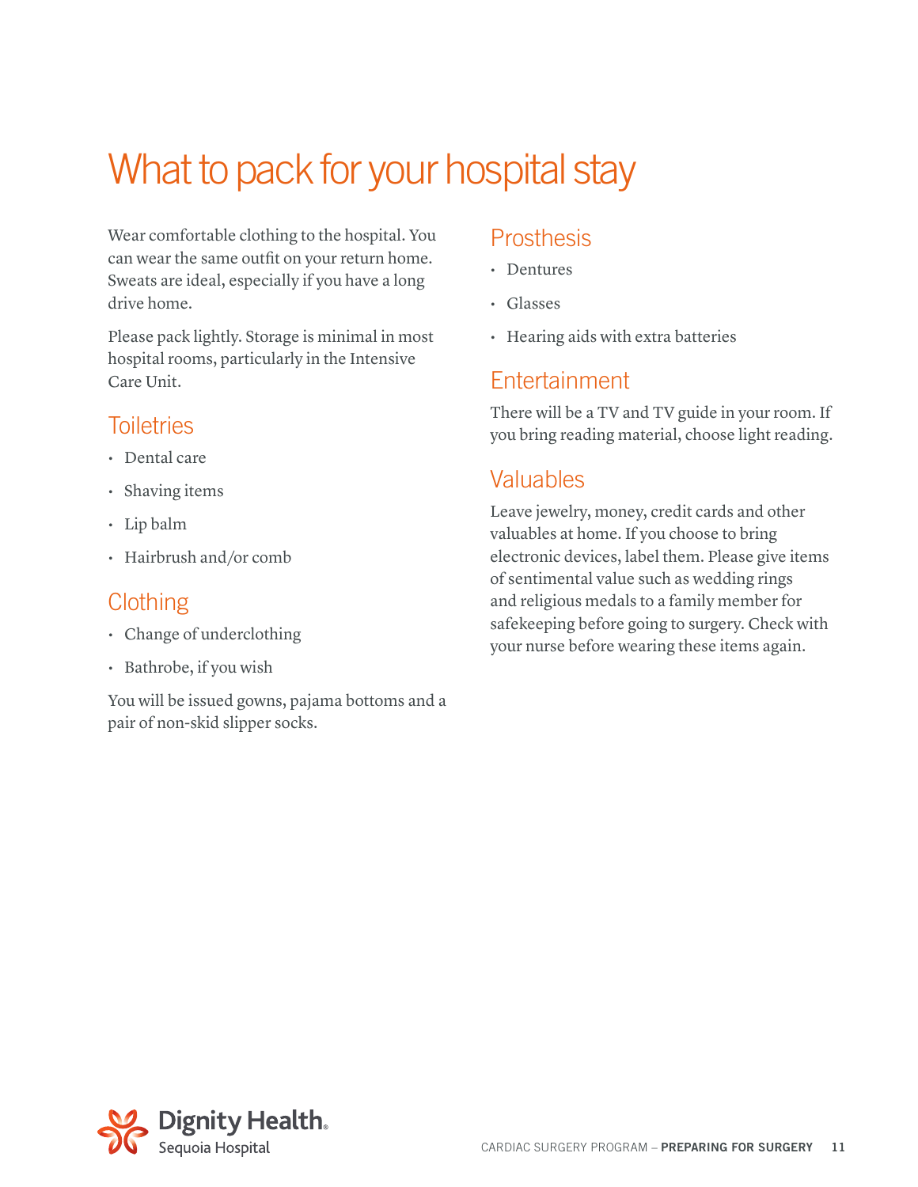# What to pack for your hospital stay

Wear comfortable clothing to the hospital. You can wear the same outfit on your return home. Sweats are ideal, especially if you have a long drive home.

Please pack lightly. Storage is minimal in most hospital rooms, particularly in the Intensive Care Unit.

## Toiletries

- Dental care
- Shaving items
- Lip balm
- Hairbrush and/or comb

## Clothing

- Change of underclothing
- Bathrobe, if you wish

You will be issued gowns, pajama bottoms and a pair of non-skid slipper socks.

## Prosthesis

- Dentures
- Glasses
- Hearing aids with extra batteries

## Entertainment

There will be a TV and TV guide in your room. If you bring reading material, choose light reading.

## Valuables

Leave jewelry, money, credit cards and other valuables at home. If you choose to bring electronic devices, label them. Please give items of sentimental value such as wedding rings and religious medals to a family member for safekeeping before going to surgery. Check with your nurse before wearing these items again.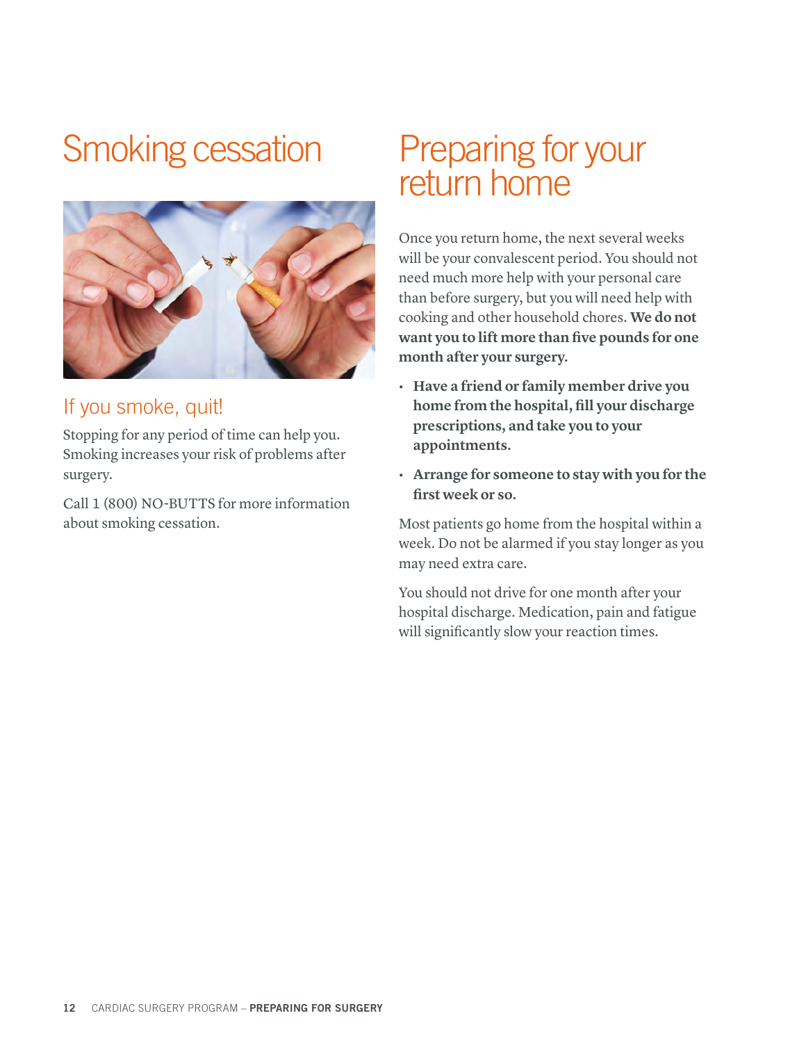# Smoking cessation

## If you smoke, quit!

Stopping for any period of time can help you. Smoking increases your risk of problems after surgery.

Call 1 (800) NO-BUTTS for more information about smoking cessation.

# Preparing for your return home

Once you return home, the next several weeks will be your convalescent period. You should not need much more help with your personal care than before surgery, but you will need help with cooking and other household chores. **We do not want you to lift more than five pounds for one month after your surgery.**

- **Have a friend or family member drive you home from the hospital, fill your discharge prescriptions, and take you to your appointments.**
- **Arrange for someone to stay with you for the first week or so.**

Most patients go home from the hospital within a week. Do not be alarmed if you stay longer as you may need extra care.

You should not drive for one month after your hospital discharge. Medication, pain and fatigue will significantly slow your reaction times.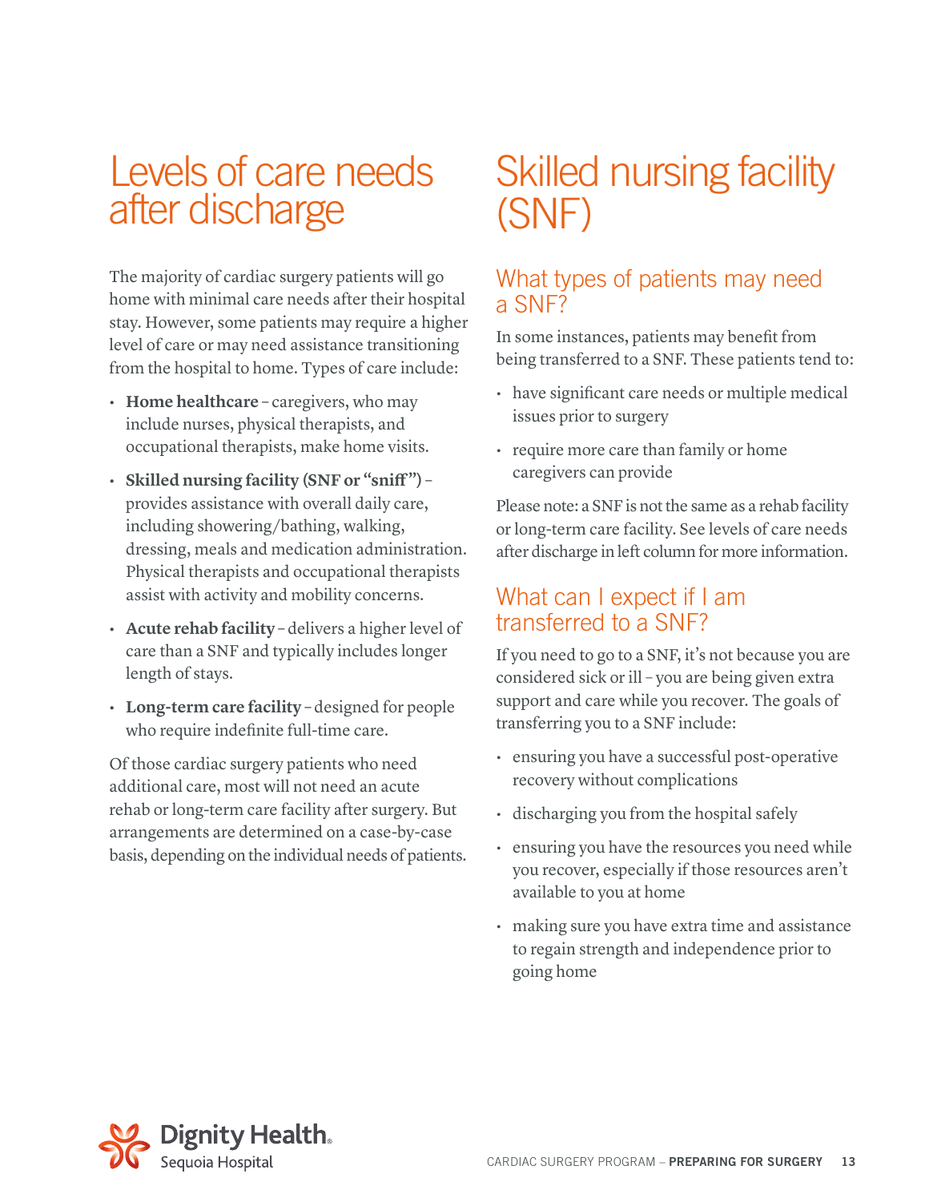# Levels of care needs after discharge

The majority of cardiac surgery patients will go home with minimal care needs after their hospital stay. However, some patients may require a higher level of care or may need assistance transitioning from the hospital to home. Types of care include:

- **Home healthcare** – caregivers, who may include nurses, physical therapists, and occupational therapists, make home visits.
- **Skilled nursing facility (SNF or "sniff")** – provides assistance with overall daily care, including showering/bathing, walking, dressing, meals and medication administration. Physical therapists and occupational therapists assist with activity and mobility concerns.
- **Acute rehab facility** – delivers a higher level of care than a SNF and typically includes longer length of stays.
- **Long-term care facility** – designed for people who require indefinite full-time care.

Of those cardiac surgery patients who need additional care, most will not need an acute rehab or long-term care facility after surgery. But arrangements are determined on a case-by-case basis, depending on the individual needs of patients.

# Skilled nursing facility (SNF)

## What types of patients may need a SNF?

In some instances, patients may benefit from being transferred to a SNF. These patients tend to:

- have significant care needs or multiple medical issues prior to surgery
- require more care than family or home caregivers can provide

Please note: a SNF is not the same as a rehab facility or long-term care facility. See levels of care needs after discharge in left column for more information.

## What can I expect if I am transferred to a SNF?

If you need to go to a SNF, it's not because you are considered sick or ill – you are being given extra support and care while you recover. The goals of transferring you to a SNF include:

- ensuring you have a successful post-operative recovery without complications
- discharging you from the hospital safely
- ensuring you have the resources you need while you recover, especially if those resources aren't available to you at home
- making sure you have extra time and assistance to regain strength and independence prior to going home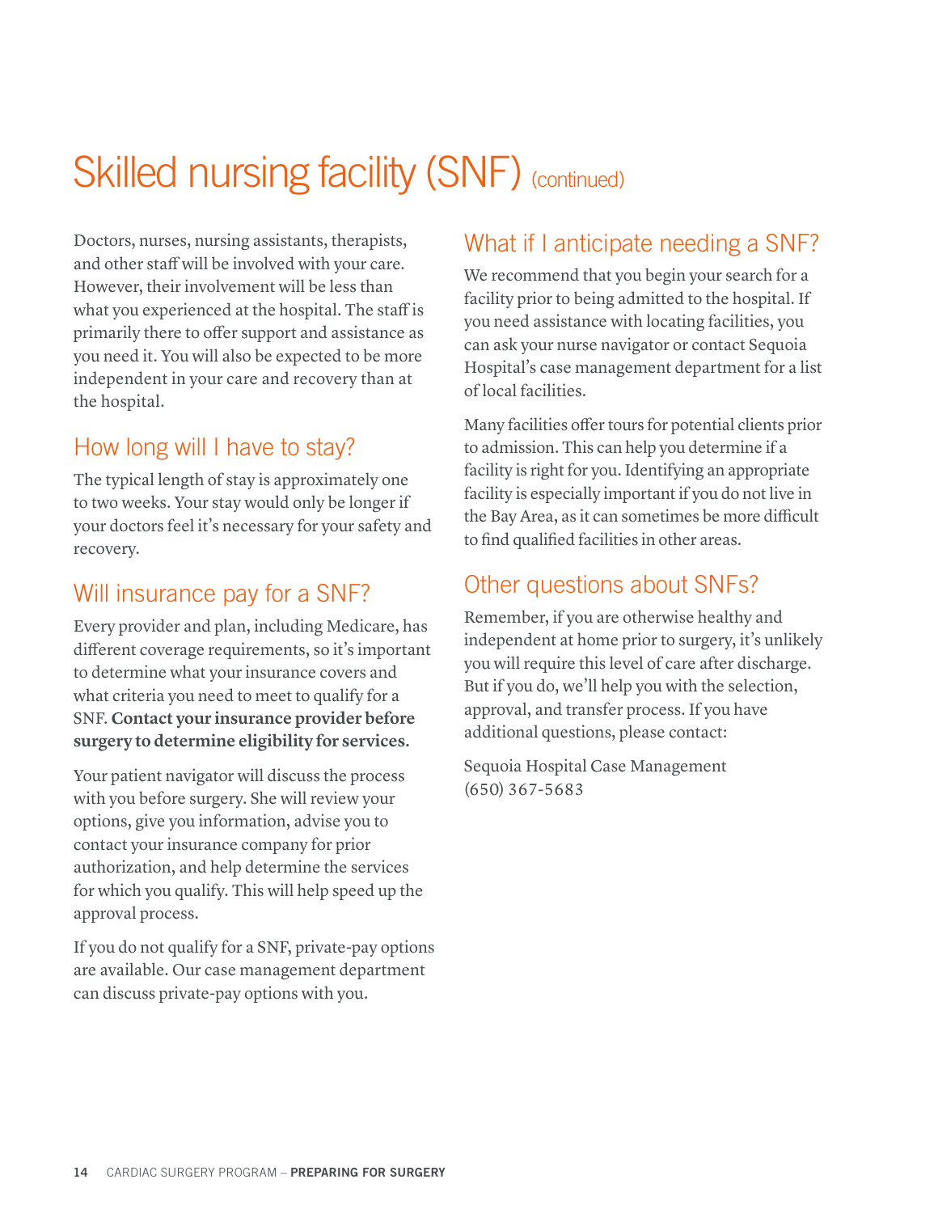# Skilled nursing facility (SNF) (continued)

Doctors, nurses, nursing assistants, therapists, and other staff will be involved with your care. However, their involvement will be less than what you experienced at the hospital. The staff is primarily there to offer support and assistance as you need it. You will also be expected to be more independent in your care and recovery than at the hospital.

## How long will I have to stay?

The typical length of stay is approximately one to two weeks. Your stay would only be longer if your doctors feel it's necessary for your safety and recovery.

## Will insurance pay for a SNF?

Every provider and plan, including Medicare, has different coverage requirements, so it's important to determine what your insurance covers and what criteria you need to meet to qualify for a SNF. **Contact your insurance provider before surgery to determine eligibility for services.**

Your patient navigator will discuss the process with you before surgery. She will review your options, give you information, advise you to contact your insurance company for prior authorization, and help determine the services for which you qualify. This will help speed up the approval process.

If you do not qualify for a SNF, private-pay options are available. Our case management department can discuss private-pay options with you.

## What if I anticipate needing a SNF?

We recommend that you begin your search for a facility prior to being admitted to the hospital. If you need assistance with locating facilities, you can ask your nurse navigator or contact Sequoia Hospital's case management department for a list of local facilities.

Many facilities offer tours for potential clients prior to admission. This can help you determine if a facility is right for you. Identifying an appropriate facility is especially important if you do not live in the Bay Area, as it can sometimes be more difficult to find qualified facilities in other areas.

## Other questions about SNFs?

Remember, if you are otherwise healthy and independent at home prior to surgery, it's unlikely you will require this level of care after discharge. But if you do, we'll help you with the selection, approval, and transfer process. If you have additional questions, please contact:

Sequoia Hospital Case Management
(650) 367-5683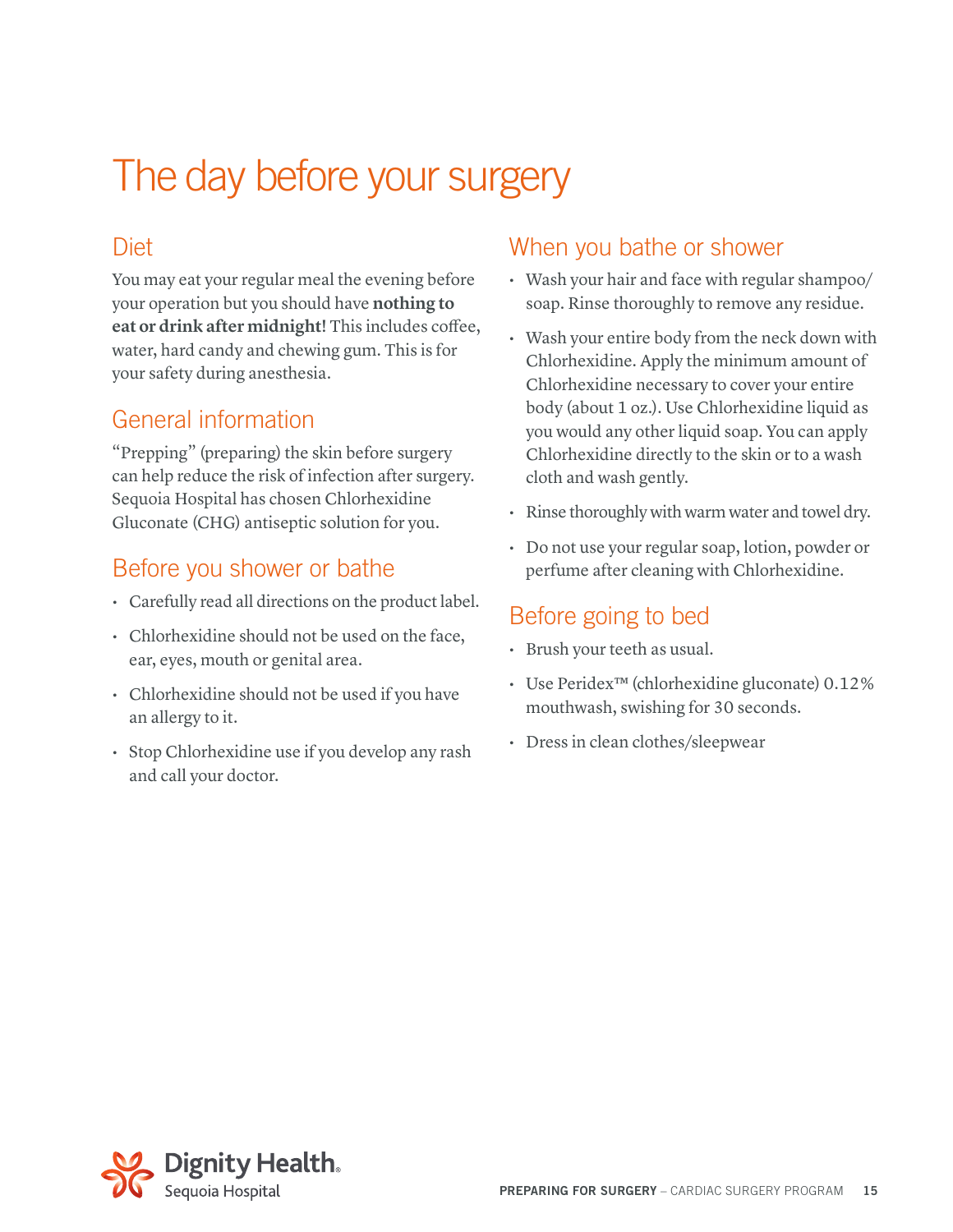# The day before your surgery

## Diet

You may eat your regular meal the evening before your operation but you should have **nothing to eat or drink after midnight!** This includes coffee, water, hard candy and chewing gum. This is for your safety during anesthesia.

## General information

"Prepping" (preparing) the skin before surgery can help reduce the risk of infection after surgery. Sequoia Hospital has chosen Chlorhexidine Gluconate (CHG) antiseptic solution for you.

## Before you shower or bathe

- Carefully read all directions on the product label.
- Chlorhexidine should not be used on the face, ear, eyes, mouth or genital area.
- Chlorhexidine should not be used if you have an allergy to it.
- Stop Chlorhexidine use if you develop any rash and call your doctor.

## When you bathe or shower

- Wash your hair and face with regular shampoo/ soap. Rinse thoroughly to remove any residue.
- Wash your entire body from the neck down with Chlorhexidine. Apply the minimum amount of Chlorhexidine necessary to cover your entire body (about 1 oz.). Use Chlorhexidine liquid as you would any other liquid soap. You can apply Chlorhexidine directly to the skin or to a wash cloth and wash gently.
- Rinse thoroughly with warm water and towel dry.
- Do not use your regular soap, lotion, powder or perfume after cleaning with Chlorhexidine.

## Before going to bed

- Brush your teeth as usual.
- Use Peridex™ (chlorhexidine gluconate) 0.12% mouthwash, swishing for 30 seconds.
- Dress in clean clothes/sleepwear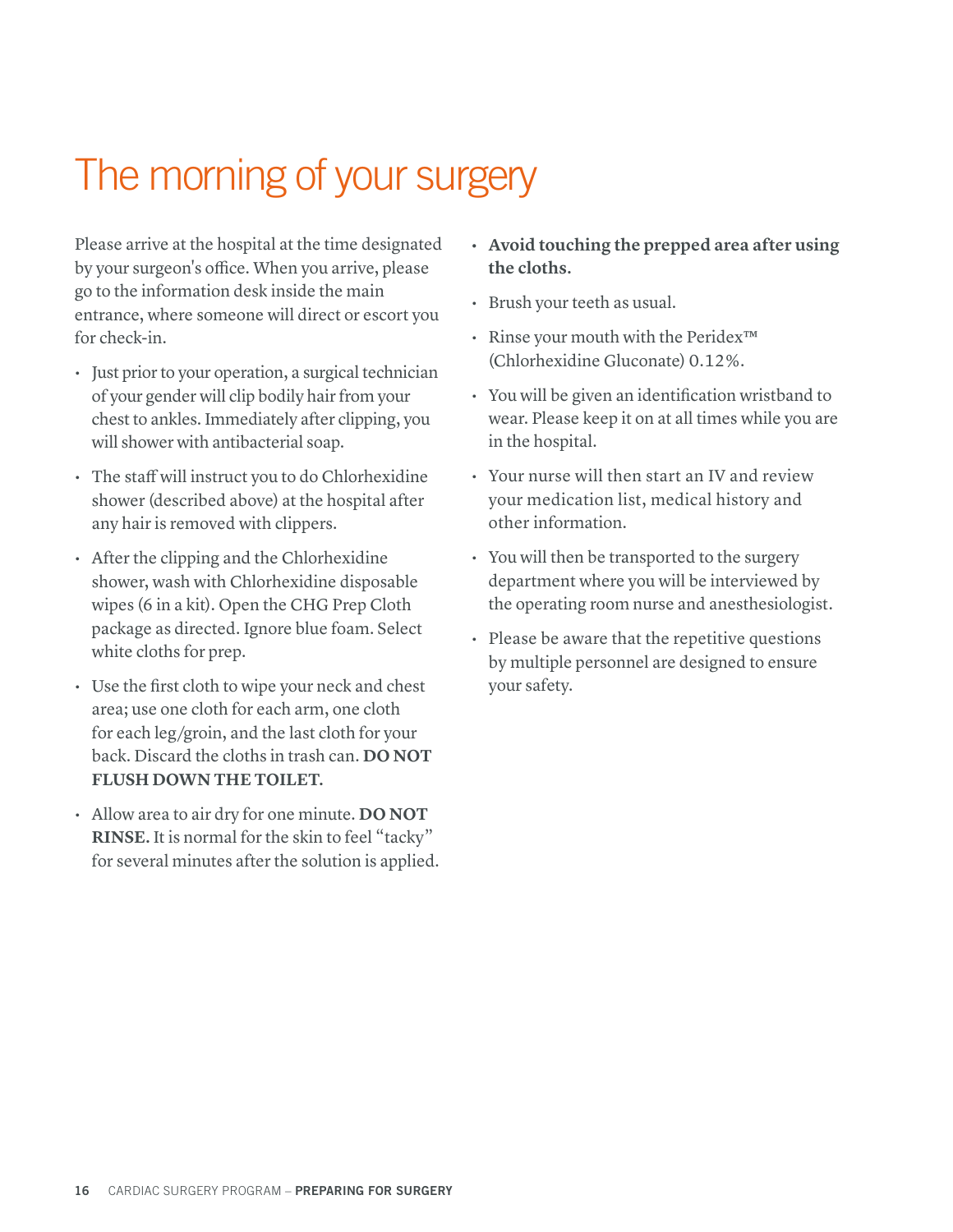# The morning of your surgery

Please arrive at the hospital at the time designated by your surgeon's office. When you arrive, please go to the information desk inside the main entrance, where someone will direct or escort you for check-in.

- Just prior to your operation, a surgical technician of your gender will clip bodily hair from your chest to ankles. Immediately after clipping, you will shower with antibacterial soap.
- The staff will instruct you to do Chlorhexidine shower (described above) at the hospital after any hair is removed with clippers.
- After the clipping and the Chlorhexidine shower, wash with Chlorhexidine disposable wipes (6 in a kit). Open the CHG Prep Cloth package as directed. Ignore blue foam. Select white cloths for prep.
- Use the first cloth to wipe your neck and chest area; use one cloth for each arm, one cloth for each leg/groin, and the last cloth for your back. Discard the cloths in trash can. **DO NOT FLUSH DOWN THE TOILET.**
- Allow area to air dry for one minute. **DO NOT RINSE.** It is normal for the skin to feel "tacky" for several minutes after the solution is applied.
- **Avoid touching the prepped area after using the cloths.**
- Brush your teeth as usual.
- Rinse your mouth with the Peridex™ (Chlorhexidine Gluconate) 0.12%.
- You will be given an identification wristband to wear. Please keep it on at all times while you are in the hospital.
- Your nurse will then start an IV and review your medication list, medical history and other information.
- You will then be transported to the surgery department where you will be interviewed by the operating room nurse and anesthesiologist.
- Please be aware that the repetitive questions by multiple personnel are designed to ensure your safety.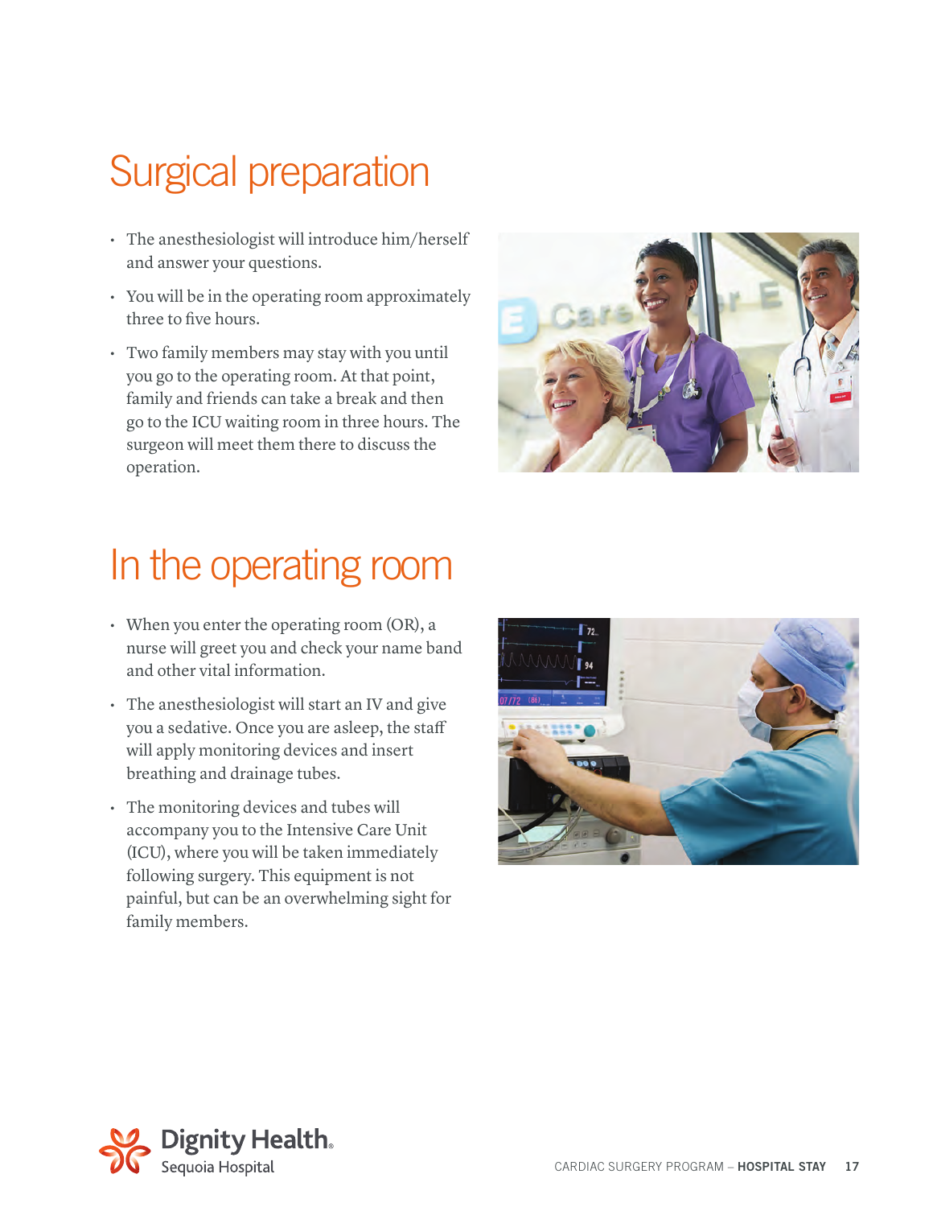# Surgical preparation

- The anesthesiologist will introduce him/herself and answer your questions.
- You will be in the operating room approximately three to five hours.
- Two family members may stay with you until you go to the operating room. At that point, family and friends can take a break and then go to the ICU waiting room in three hours. The surgeon will meet them there to discuss the operation.

# In the operating room

- When you enter the operating room (OR), a nurse will greet you and check your name band and other vital information.
- The anesthesiologist will start an IV and give you a sedative. Once you are asleep, the staff will apply monitoring devices and insert breathing and drainage tubes.
- The monitoring devices and tubes will accompany you to the Intensive Care Unit (ICU), where you will be taken immediately following surgery. This equipment is not painful, but can be an overwhelming sight for family members.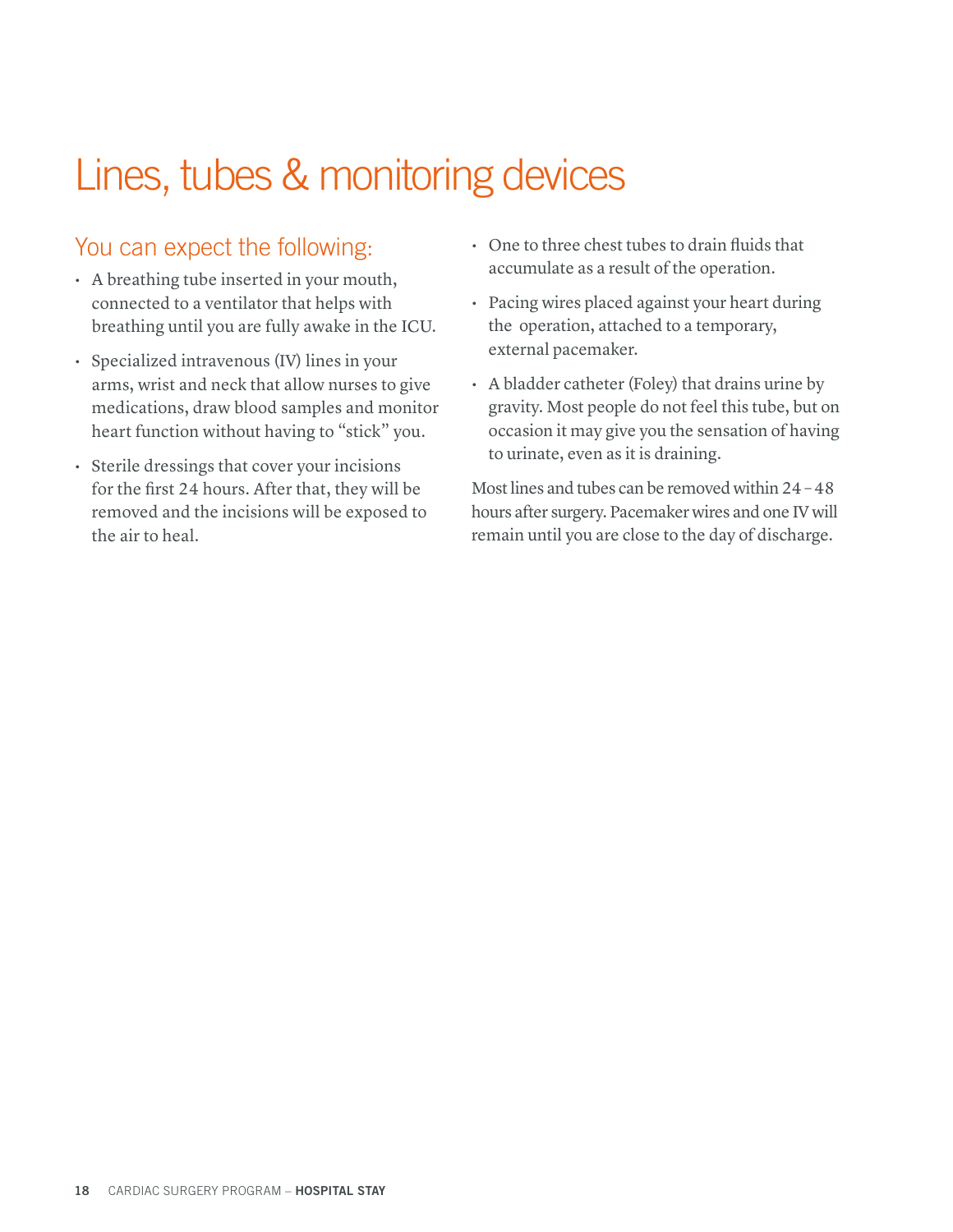# Lines, tubes & monitoring devices

## You can expect the following:

- A breathing tube inserted in your mouth, connected to a ventilator that helps with breathing until you are fully awake in the ICU.
- Specialized intravenous (IV) lines in your arms, wrist and neck that allow nurses to give medications, draw blood samples and monitor heart function without having to "stick" you.
- Sterile dressings that cover your incisions for the first 24 hours. After that, they will be removed and the incisions will be exposed to the air to heal.
- One to three chest tubes to drain fluids that accumulate as a result of the operation.
- Pacing wires placed against your heart during the operation, attached to a temporary, external pacemaker.
- A bladder catheter (Foley) that drains urine by gravity. Most people do not feel this tube, but on occasion it may give you the sensation of having to urinate, even as it is draining.

Most lines and tubes can be removed within 24 – 48 hours after surgery. Pacemaker wires and one IV will remain until you are close to the day of discharge.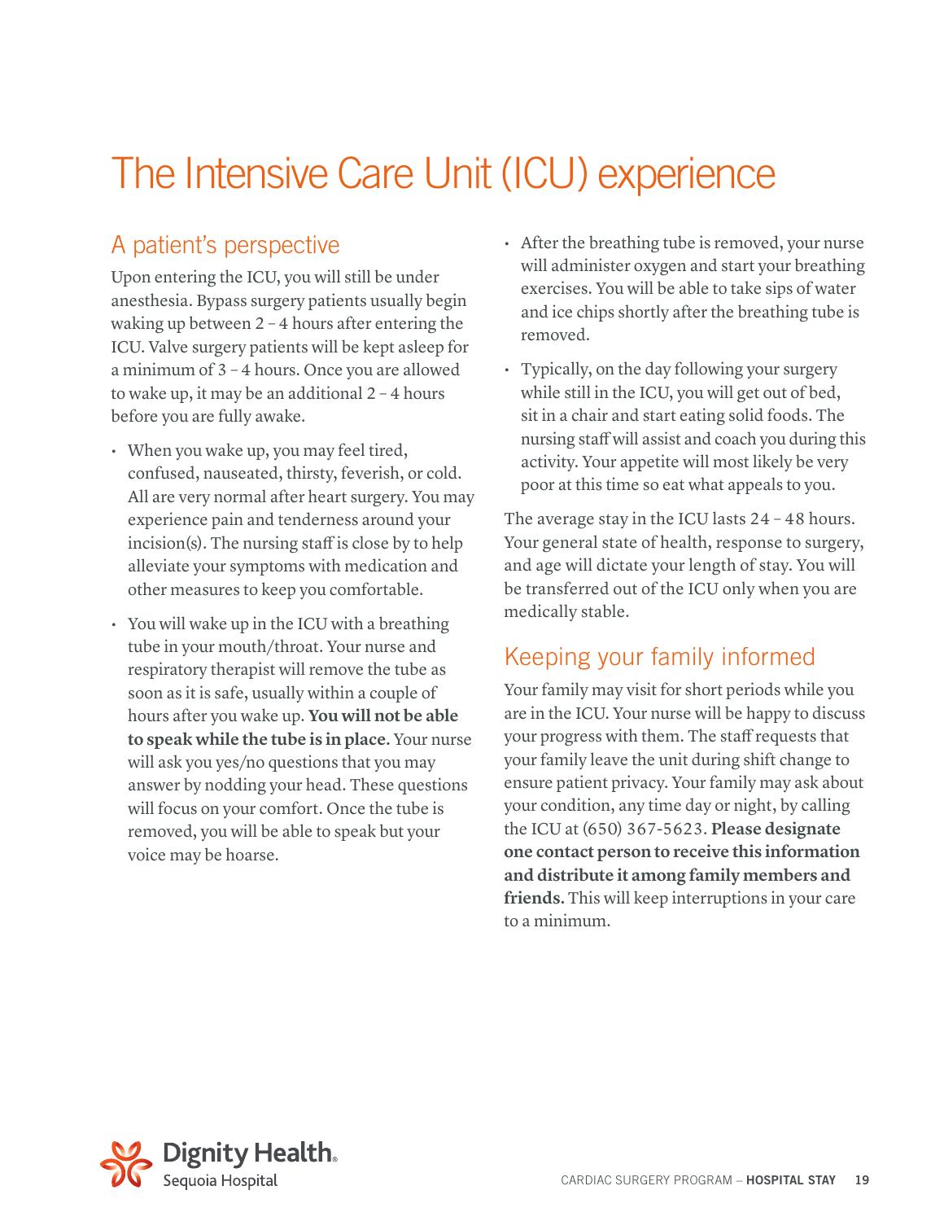# The Intensive Care Unit (ICU) experience

## A patient's perspective

Upon entering the ICU, you will still be under anesthesia. Bypass surgery patients usually begin waking up between 2 – 4 hours after entering the ICU. Valve surgery patients will be kept asleep for a minimum of 3 – 4 hours. Once you are allowed to wake up, it may be an additional 2 – 4 hours before you are fully awake.

- When you wake up, you may feel tired, confused, nauseated, thirsty, feverish, or cold. All are very normal after heart surgery. You may experience pain and tenderness around your incision(s). The nursing staff is close by to help alleviate your symptoms with medication and other measures to keep you comfortable.
- You will wake up in the ICU with a breathing tube in your mouth/throat. Your nurse and respiratory therapist will remove the tube as soon as it is safe, usually within a couple of hours after you wake up. **You will not be able to speak while the tube is in place.** Your nurse will ask you yes/no questions that you may answer by nodding your head. These questions will focus on your comfort. Once the tube is removed, you will be able to speak but your voice may be hoarse.
- After the breathing tube is removed, your nurse will administer oxygen and start your breathing exercises. You will be able to take sips of water and ice chips shortly after the breathing tube is removed.
- Typically, on the day following your surgery while still in the ICU, you will get out of bed, sit in a chair and start eating solid foods. The nursing staff will assist and coach you during this activity. Your appetite will most likely be very poor at this time so eat what appeals to you.

The average stay in the ICU lasts 24 – 48 hours. Your general state of health, response to surgery, and age will dictate your length of stay. You will be transferred out of the ICU only when you are medically stable.

## Keeping your family informed

Your family may visit for short periods while you are in the ICU. Your nurse will be happy to discuss your progress with them. The staff requests that your family leave the unit during shift change to ensure patient privacy. Your family may ask about your condition, any time day or night, by calling the ICU at (650) 367-5623. **Please designate one contact person to receive this information and distribute it among family members and friends.** This will keep interruptions in your care to a minimum.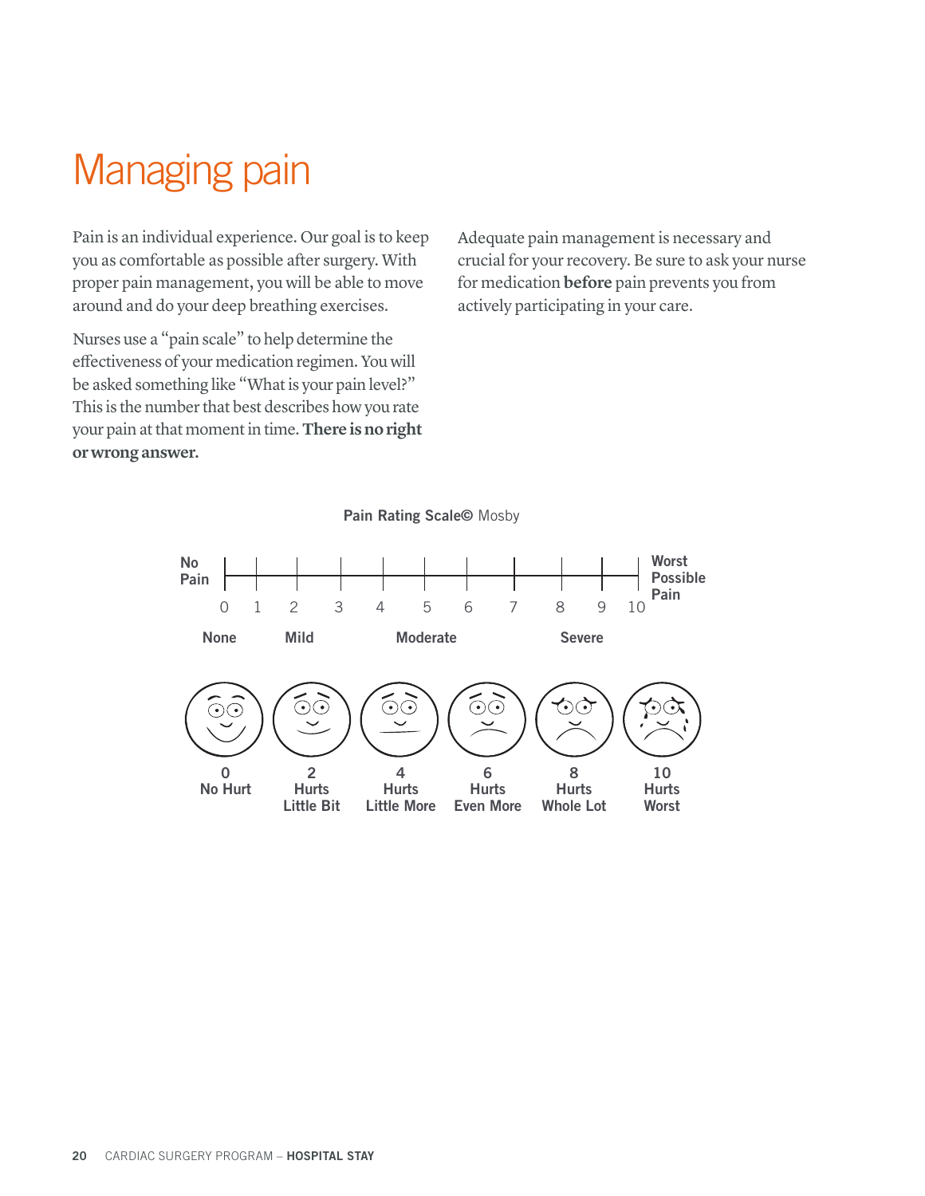# Managing pain

Pain is an individual experience. Our goal is to keep you as comfortable as possible after surgery. With proper pain management, you will be able to move around and do your deep breathing exercises.

Nurses use a "pain scale" to help determine the effectiveness of your medication regimen. You will be asked something like "What is your pain level?" This is the number that best describes how you rate your pain at that moment in time. **There is no right or wrong answer.**

Adequate pain management is necessary and crucial for your recovery. Be sure to ask your nurse for medication **before** pain prevents you from actively participating in your care.

**Pain Rating Scale©** Mosby

No Pain — 0 1 2 3 4 5 6 7 8 9 10 — Worst Possible Pain

None | Mild | Moderate | Severe

| 0 | 2 | 4 | 6 | 8 | 10 |
| --- | --- | --- | --- | --- | --- |
| No Hurt | Hurts Little Bit | Hurts Little More | Hurts Even More | Hurts Whole Lot | Hurts Worst |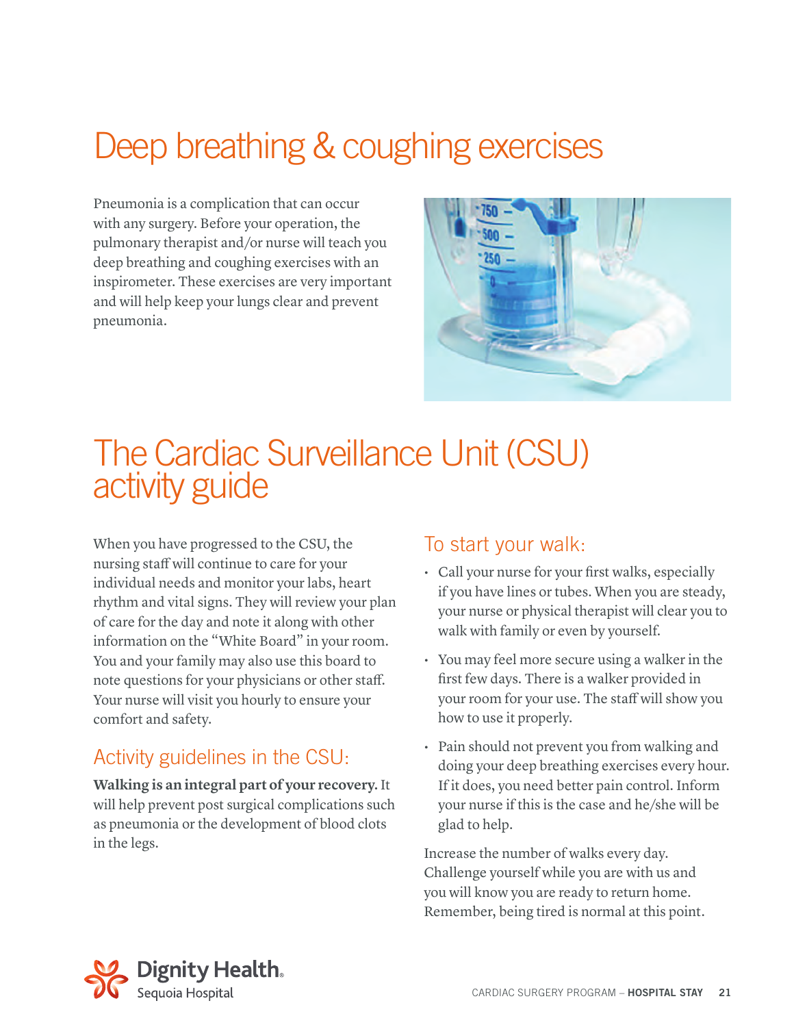# Deep breathing & coughing exercises

Pneumonia is a complication that can occur with any surgery. Before your operation, the pulmonary therapist and/or nurse will teach you deep breathing and coughing exercises with an inspirometer. These exercises are very important and will help keep your lungs clear and prevent pneumonia.

# The Cardiac Surveillance Unit (CSU) activity guide

When you have progressed to the CSU, the nursing staff will continue to care for your individual needs and monitor your labs, heart rhythm and vital signs. They will review your plan of care for the day and note it along with other information on the "White Board" in your room. You and your family may also use this board to note questions for your physicians or other staff. Your nurse will visit you hourly to ensure your comfort and safety.

## Activity guidelines in the CSU:

**Walking is an integral part of your recovery.** It will help prevent post surgical complications such as pneumonia or the development of blood clots in the legs.

## To start your walk:

- Call your nurse for your first walks, especially if you have lines or tubes. When you are steady, your nurse or physical therapist will clear you to walk with family or even by yourself.
- You may feel more secure using a walker in the first few days. There is a walker provided in your room for your use. The staff will show you how to use it properly.
- Pain should not prevent you from walking and doing your deep breathing exercises every hour. If it does, you need better pain control. Inform your nurse if this is the case and he/she will be glad to help.

Increase the number of walks every day. Challenge yourself while you are with us and you will know you are ready to return home. Remember, being tired is normal at this point.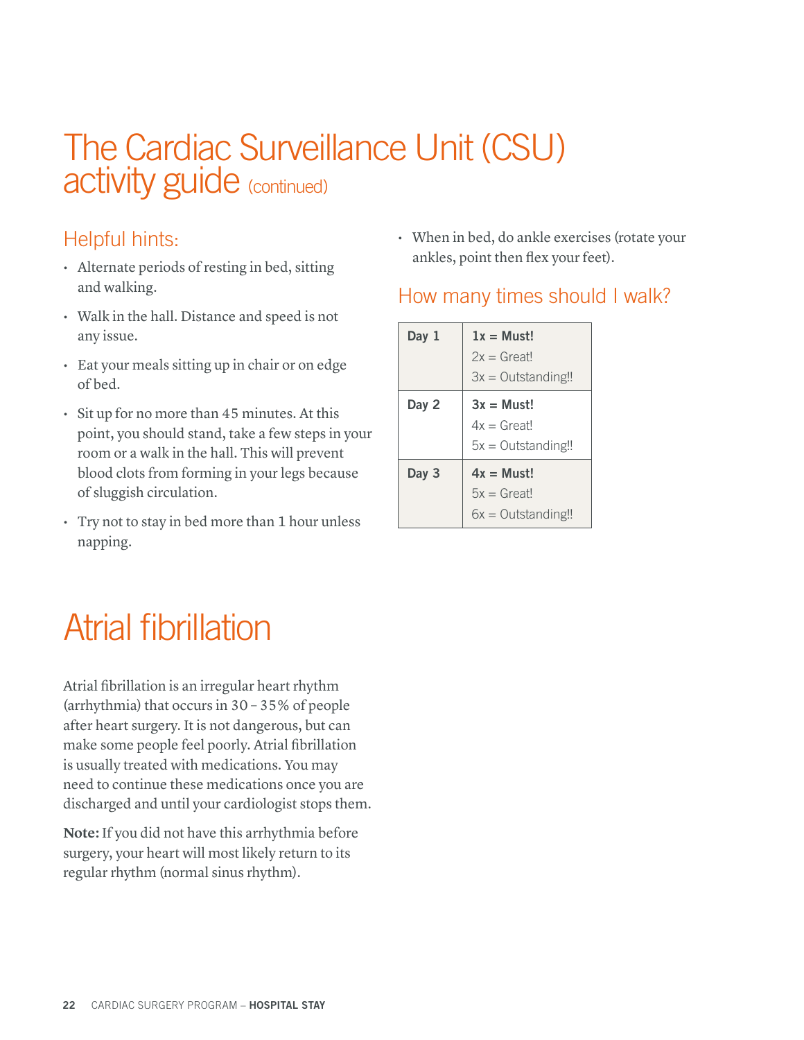# The Cardiac Surveillance Unit (CSU) activity guide (continued)

## Helpful hints:

- Alternate periods of resting in bed, sitting and walking.
- Walk in the hall. Distance and speed is not any issue.
- Eat your meals sitting up in chair or on edge of bed.
- Sit up for no more than 45 minutes. At this point, you should stand, take a few steps in your room or a walk in the hall. This will prevent blood clots from forming in your legs because of sluggish circulation.
- Try not to stay in bed more than 1 hour unless napping.
- When in bed, do ankle exercises (rotate your ankles, point then flex your feet).

## How many times should I walk?

| Day | Walks |
|---|---|
| **Day 1** | **1x = Must!**<br>2x = Great!<br>3x = Outstanding!! |
| **Day 2** | **3x = Must!**<br>4x = Great!<br>5x = Outstanding!! |
| **Day 3** | **4x = Must!**<br>5x = Great!<br>6x = Outstanding!! |

# Atrial fibrillation

Atrial fibrillation is an irregular heart rhythm (arrhythmia) that occurs in 30 – 35% of people after heart surgery. It is not dangerous, but can make some people feel poorly. Atrial fibrillation is usually treated with medications. You may need to continue these medications once you are discharged and until your cardiologist stops them.

**Note:** If you did not have this arrhythmia before surgery, your heart will most likely return to its regular rhythm (normal sinus rhythm).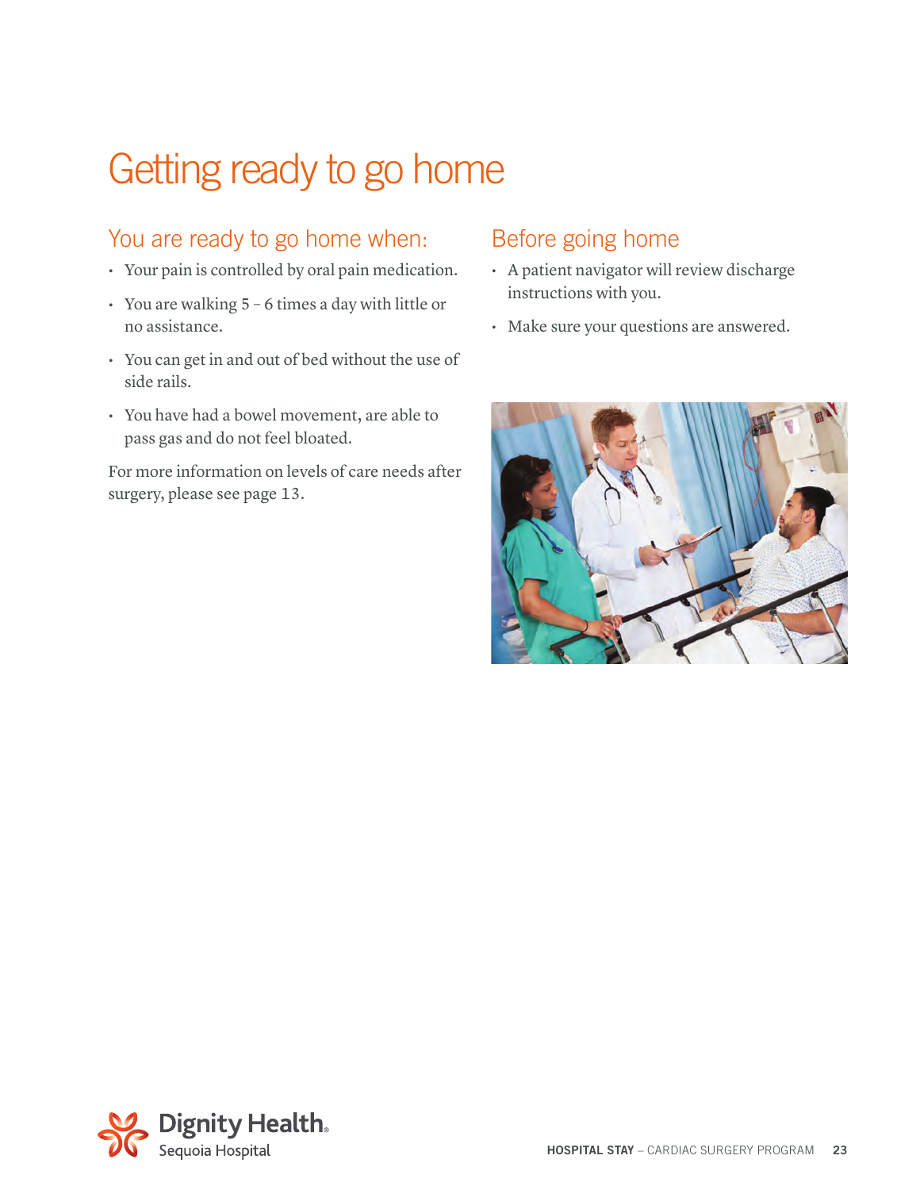# Getting ready to go home

## You are ready to go home when:

- Your pain is controlled by oral pain medication.
- You are walking 5 – 6 times a day with little or no assistance.
- You can get in and out of bed without the use of side rails.
- You have had a bowel movement, are able to pass gas and do not feel bloated.

For more information on levels of care needs after surgery, please see page 13.

## Before going home

- A patient navigator will review discharge instructions with you.
- Make sure your questions are answered.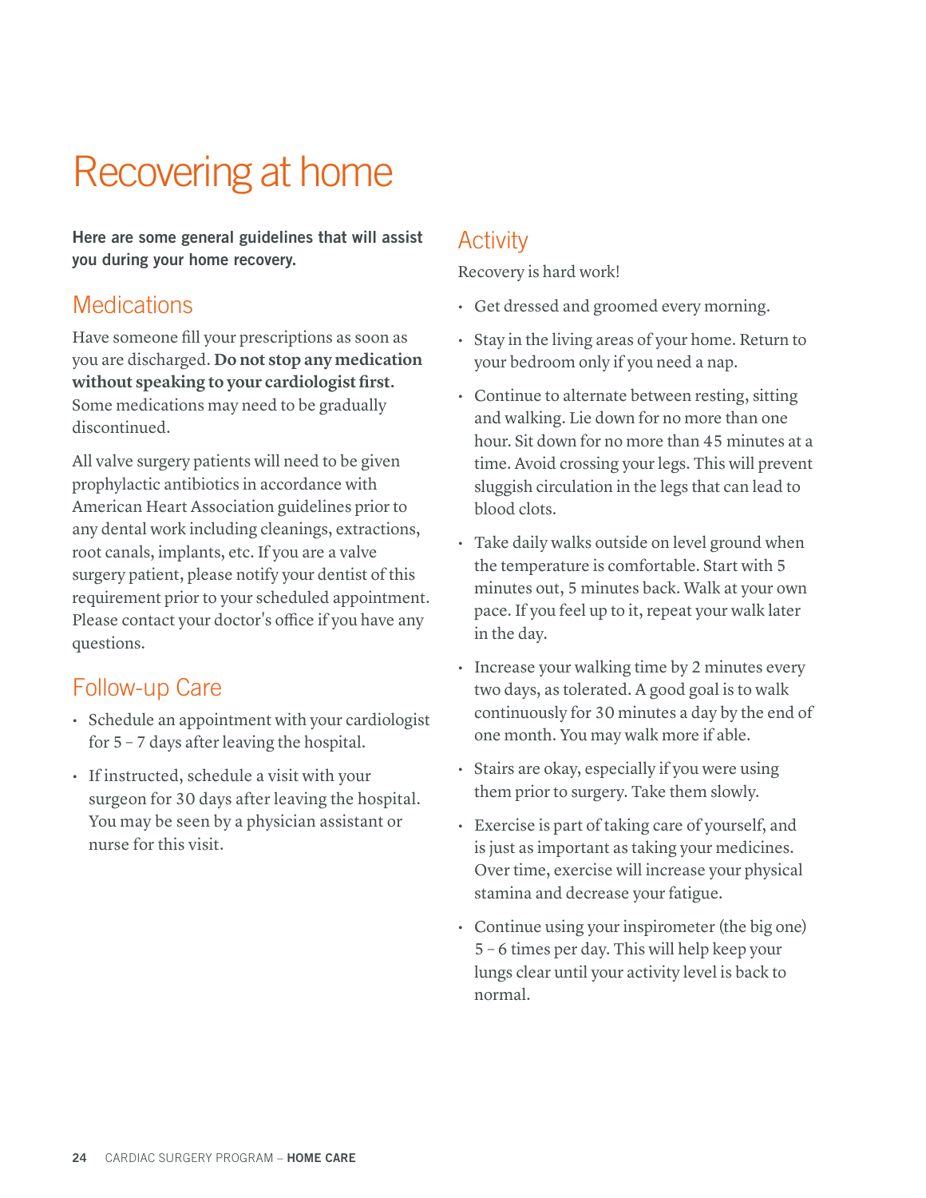# Recovering at home

**Here are some general guidelines that will assist you during your home recovery.**

## Medications

Have someone fill your prescriptions as soon as you are discharged. **Do not stop any medication without speaking to your cardiologist first.** Some medications may need to be gradually discontinued.

All valve surgery patients will need to be given prophylactic antibiotics in accordance with American Heart Association guidelines prior to any dental work including cleanings, extractions, root canals, implants, etc. If you are a valve surgery patient, please notify your dentist of this requirement prior to your scheduled appointment. Please contact your doctor's office if you have any questions.

## Follow-up Care

- Schedule an appointment with your cardiologist for 5 – 7 days after leaving the hospital.
- If instructed, schedule a visit with your surgeon for 30 days after leaving the hospital. You may be seen by a physician assistant or nurse for this visit.

## Activity

Recovery is hard work!

- Get dressed and groomed every morning.
- Stay in the living areas of your home. Return to your bedroom only if you need a nap.
- Continue to alternate between resting, sitting and walking. Lie down for no more than one hour. Sit down for no more than 45 minutes at a time. Avoid crossing your legs. This will prevent sluggish circulation in the legs that can lead to blood clots.
- Take daily walks outside on level ground when the temperature is comfortable. Start with 5 minutes out, 5 minutes back. Walk at your own pace. If you feel up to it, repeat your walk later in the day.
- Increase your walking time by 2 minutes every two days, as tolerated. A good goal is to walk continuously for 30 minutes a day by the end of one month. You may walk more if able.
- Stairs are okay, especially if you were using them prior to surgery. Take them slowly.
- Exercise is part of taking care of yourself, and is just as important as taking your medicines. Over time, exercise will increase your physical stamina and decrease your fatigue.
- Continue using your inspirometer (the big one) 5 – 6 times per day. This will help keep your lungs clear until your activity level is back to normal.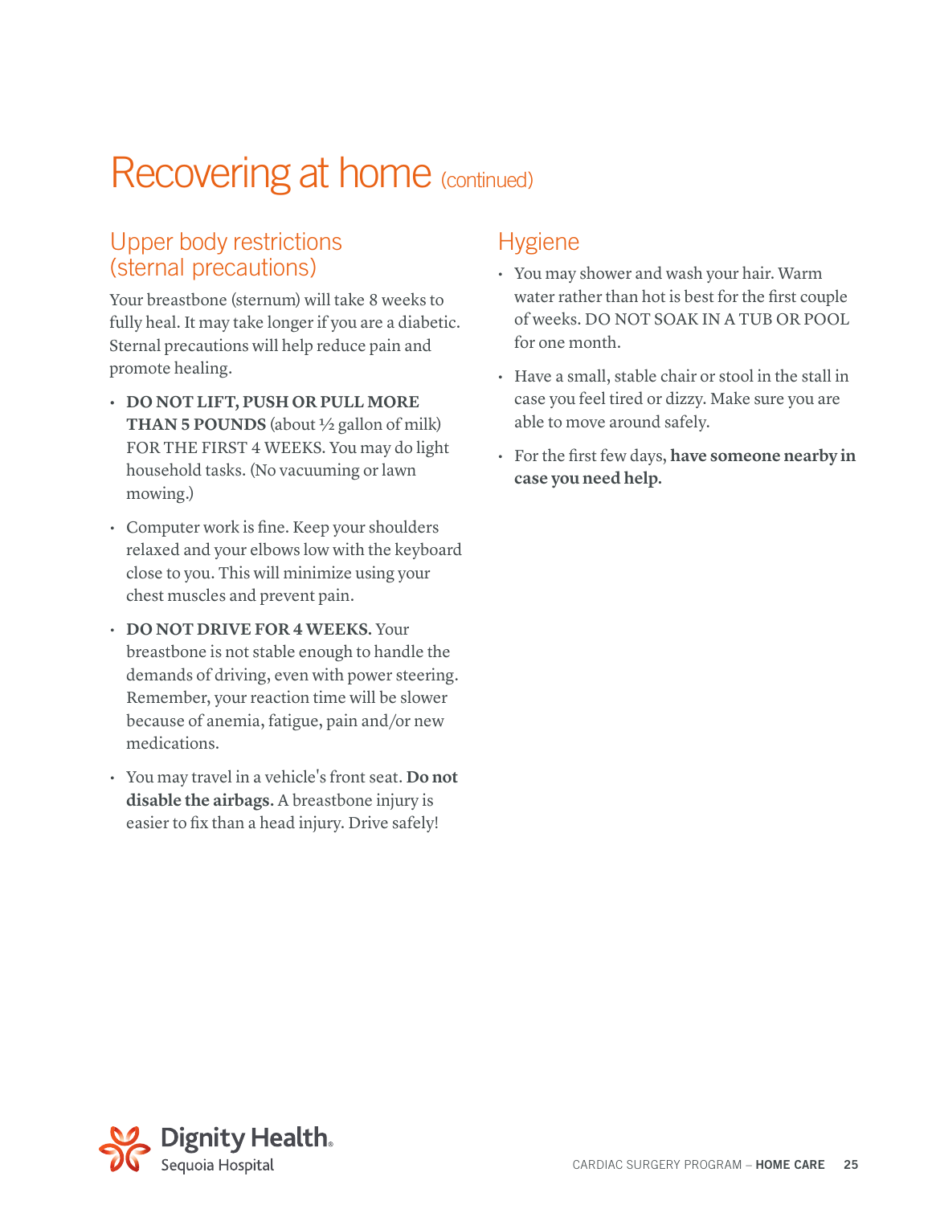# Recovering at home (continued)

## Upper body restrictions (sternal precautions)

Your breastbone (sternum) will take 8 weeks to fully heal. It may take longer if you are a diabetic. Sternal precautions will help reduce pain and promote healing.

- **DO NOT LIFT, PUSH OR PULL MORE THAN 5 POUNDS** (about ½ gallon of milk) FOR THE FIRST 4 WEEKS. You may do light household tasks. (No vacuuming or lawn mowing.)
- Computer work is fine. Keep your shoulders relaxed and your elbows low with the keyboard close to you. This will minimize using your chest muscles and prevent pain.
- **DO NOT DRIVE FOR 4 WEEKS.** Your breastbone is not stable enough to handle the demands of driving, even with power steering. Remember, your reaction time will be slower because of anemia, fatigue, pain and/or new medications.
- You may travel in a vehicle's front seat. **Do not disable the airbags.** A breastbone injury is easier to fix than a head injury. Drive safely!

## Hygiene

- You may shower and wash your hair. Warm water rather than hot is best for the first couple of weeks. DO NOT SOAK IN A TUB OR POOL for one month.
- Have a small, stable chair or stool in the stall in case you feel tired or dizzy. Make sure you are able to move around safely.
- For the first few days, **have someone nearby in case you need help.**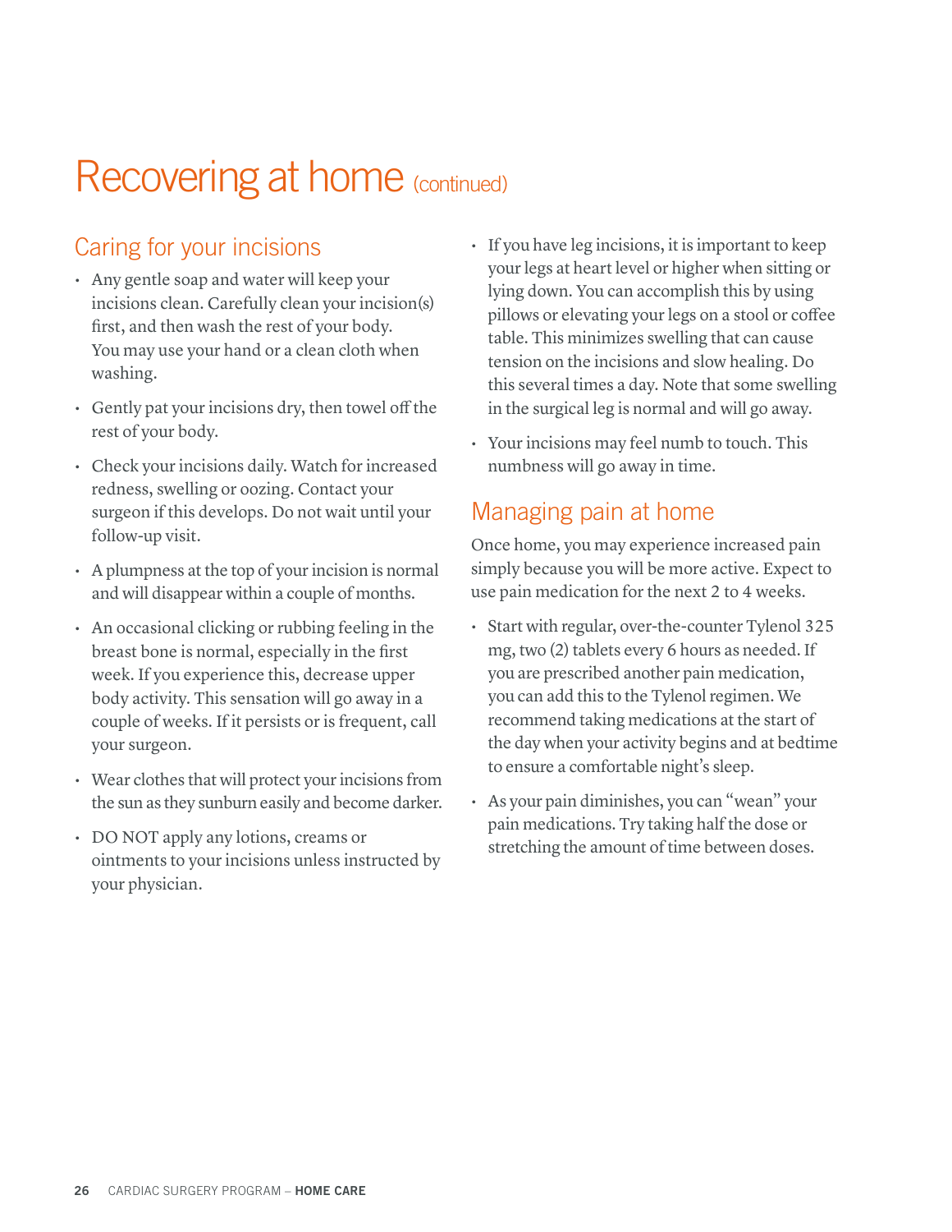# Recovering at home (continued)

## Caring for your incisions

- Any gentle soap and water will keep your incisions clean. Carefully clean your incision(s) first, and then wash the rest of your body. You may use your hand or a clean cloth when washing.
- Gently pat your incisions dry, then towel off the rest of your body.
- Check your incisions daily. Watch for increased redness, swelling or oozing. Contact your surgeon if this develops. Do not wait until your follow-up visit.
- A plumpness at the top of your incision is normal and will disappear within a couple of months.
- An occasional clicking or rubbing feeling in the breast bone is normal, especially in the first week. If you experience this, decrease upper body activity. This sensation will go away in a couple of weeks. If it persists or is frequent, call your surgeon.
- Wear clothes that will protect your incisions from the sun as they sunburn easily and become darker.
- DO NOT apply any lotions, creams or ointments to your incisions unless instructed by your physician.
- If you have leg incisions, it is important to keep your legs at heart level or higher when sitting or lying down. You can accomplish this by using pillows or elevating your legs on a stool or coffee table. This minimizes swelling that can cause tension on the incisions and slow healing. Do this several times a day. Note that some swelling in the surgical leg is normal and will go away.
- Your incisions may feel numb to touch. This numbness will go away in time.

## Managing pain at home

Once home, you may experience increased pain simply because you will be more active. Expect to use pain medication for the next 2 to 4 weeks.

- Start with regular, over-the-counter Tylenol 325 mg, two (2) tablets every 6 hours as needed. If you are prescribed another pain medication, you can add this to the Tylenol regimen. We recommend taking medications at the start of the day when your activity begins and at bedtime to ensure a comfortable night's sleep.
- As your pain diminishes, you can "wean" your pain medications. Try taking half the dose or stretching the amount of time between doses.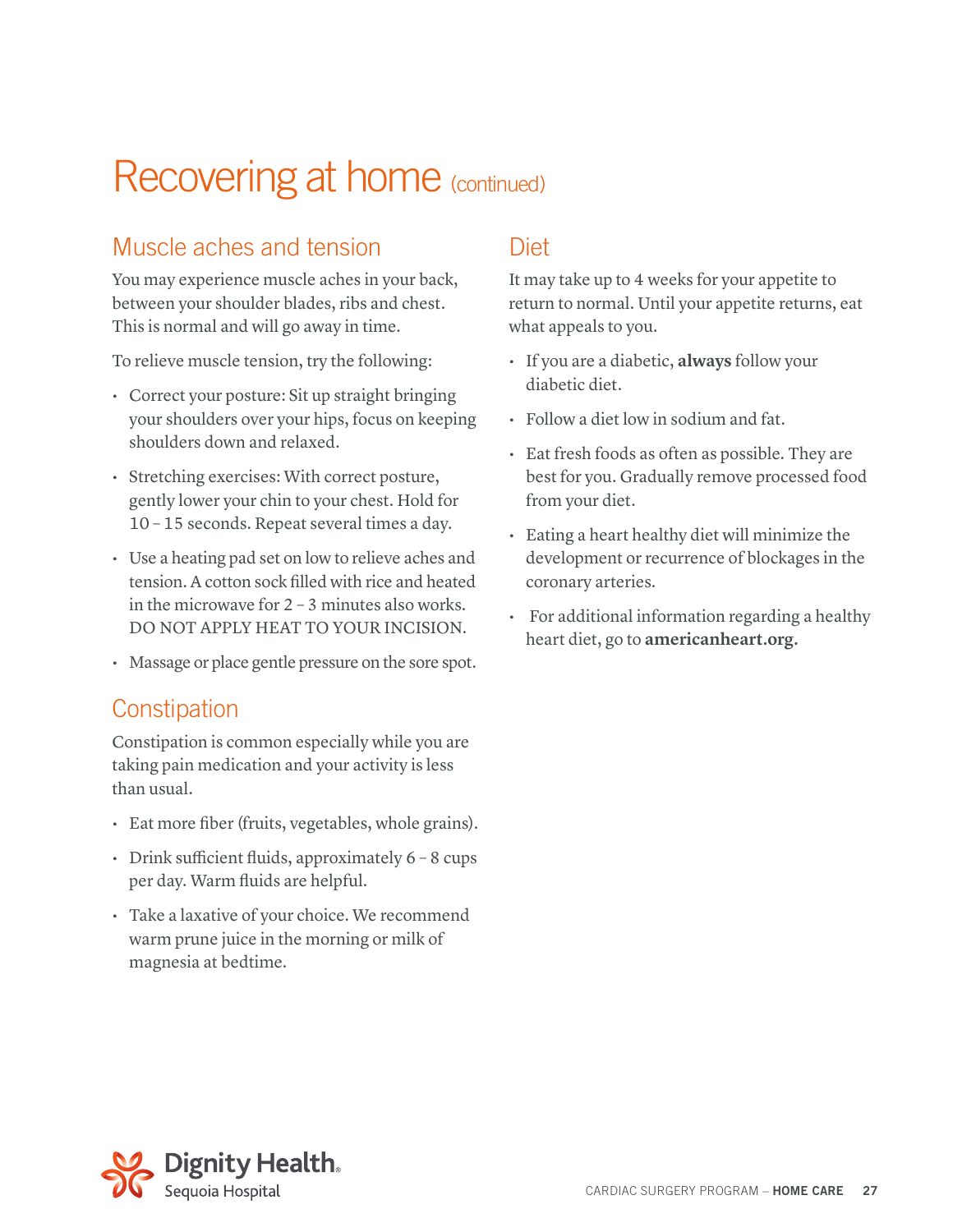# Recovering at home (continued)

## Muscle aches and tension

You may experience muscle aches in your back, between your shoulder blades, ribs and chest. This is normal and will go away in time.

To relieve muscle tension, try the following:

- Correct your posture: Sit up straight bringing your shoulders over your hips, focus on keeping shoulders down and relaxed.
- Stretching exercises: With correct posture, gently lower your chin to your chest. Hold for 10 – 15 seconds. Repeat several times a day.
- Use a heating pad set on low to relieve aches and tension. A cotton sock filled with rice and heated in the microwave for 2 – 3 minutes also works. DO NOT APPLY HEAT TO YOUR INCISION.
- Massage or place gentle pressure on the sore spot.

## Constipation

Constipation is common especially while you are taking pain medication and your activity is less than usual.

- Eat more fiber (fruits, vegetables, whole grains).
- Drink sufficient fluids, approximately 6 – 8 cups per day. Warm fluids are helpful.
- Take a laxative of your choice. We recommend warm prune juice in the morning or milk of magnesia at bedtime.

## Diet

It may take up to 4 weeks for your appetite to return to normal. Until your appetite returns, eat what appeals to you.

- If you are a diabetic, **always** follow your diabetic diet.
- Follow a diet low in sodium and fat.
- Eat fresh foods as often as possible. They are best for you. Gradually remove processed food from your diet.
- Eating a heart healthy diet will minimize the development or recurrence of blockages in the coronary arteries.
- For additional information regarding a healthy heart diet, go to **americanheart.org.**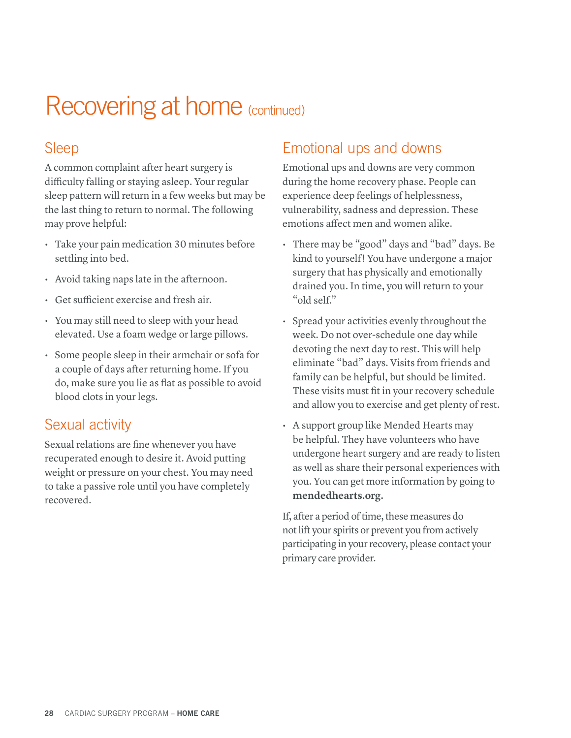# Recovering at home (continued)

## Sleep

A common complaint after heart surgery is difficulty falling or staying asleep. Your regular sleep pattern will return in a few weeks but may be the last thing to return to normal. The following may prove helpful:

- Take your pain medication 30 minutes before settling into bed.
- Avoid taking naps late in the afternoon.
- Get sufficient exercise and fresh air.
- You may still need to sleep with your head elevated. Use a foam wedge or large pillows.
- Some people sleep in their armchair or sofa for a couple of days after returning home. If you do, make sure you lie as flat as possible to avoid blood clots in your legs.

## Sexual activity

Sexual relations are fine whenever you have recuperated enough to desire it. Avoid putting weight or pressure on your chest. You may need to take a passive role until you have completely recovered.

## Emotional ups and downs

Emotional ups and downs are very common during the home recovery phase. People can experience deep feelings of helplessness, vulnerability, sadness and depression. These emotions affect men and women alike.

- There may be "good" days and "bad" days. Be kind to yourself! You have undergone a major surgery that has physically and emotionally drained you. In time, you will return to your "old self."
- Spread your activities evenly throughout the week. Do not over-schedule one day while devoting the next day to rest. This will help eliminate "bad" days. Visits from friends and family can be helpful, but should be limited. These visits must fit in your recovery schedule and allow you to exercise and get plenty of rest.
- A support group like Mended Hearts may be helpful. They have volunteers who have undergone heart surgery and are ready to listen as well as share their personal experiences with you. You can get more information by going to **mendedhearts.org.**

If, after a period of time, these measures do not lift your spirits or prevent you from actively participating in your recovery, please contact your primary care provider.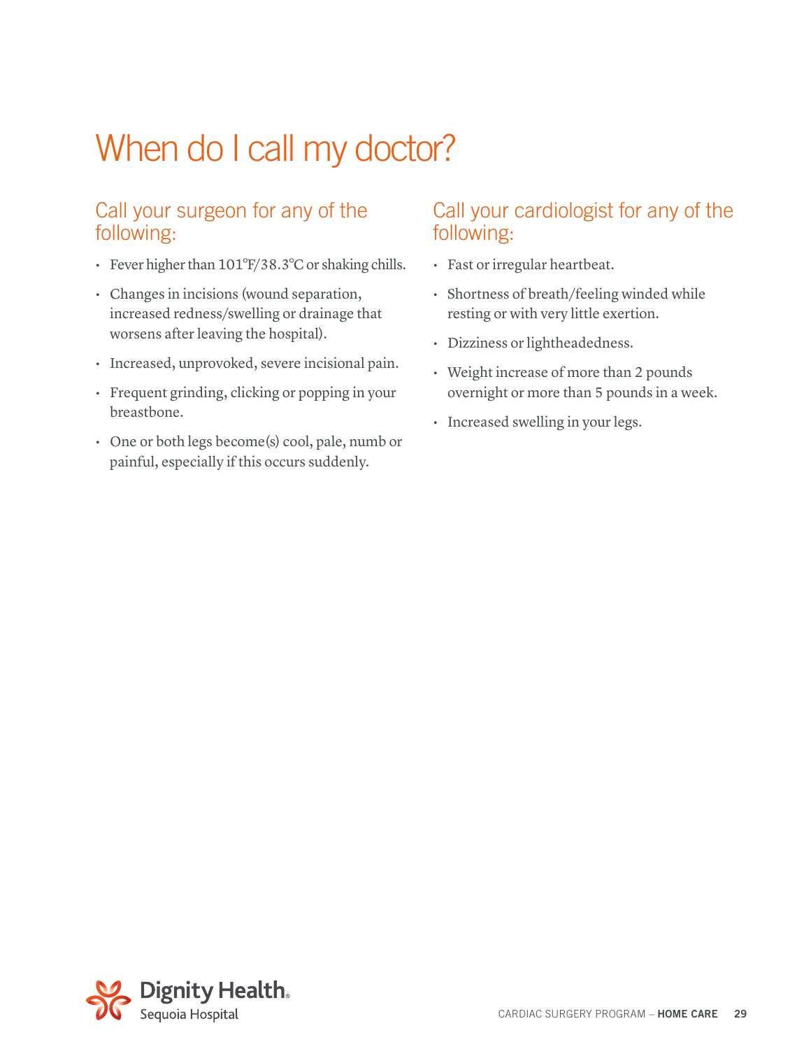# When do I call my doctor?

## Call your surgeon for any of the following:

- Fever higher than 101°F/38.3°C or shaking chills.
- Changes in incisions (wound separation, increased redness/swelling or drainage that worsens after leaving the hospital).
- Increased, unprovoked, severe incisional pain.
- Frequent grinding, clicking or popping in your breastbone.
- One or both legs become(s) cool, pale, numb or painful, especially if this occurs suddenly.

## Call your cardiologist for any of the following:

- Fast or irregular heartbeat.
- Shortness of breath/feeling winded while resting or with very little exertion.
- Dizziness or lightheadedness.
- Weight increase of more than 2 pounds overnight or more than 5 pounds in a week.
- Increased swelling in your legs.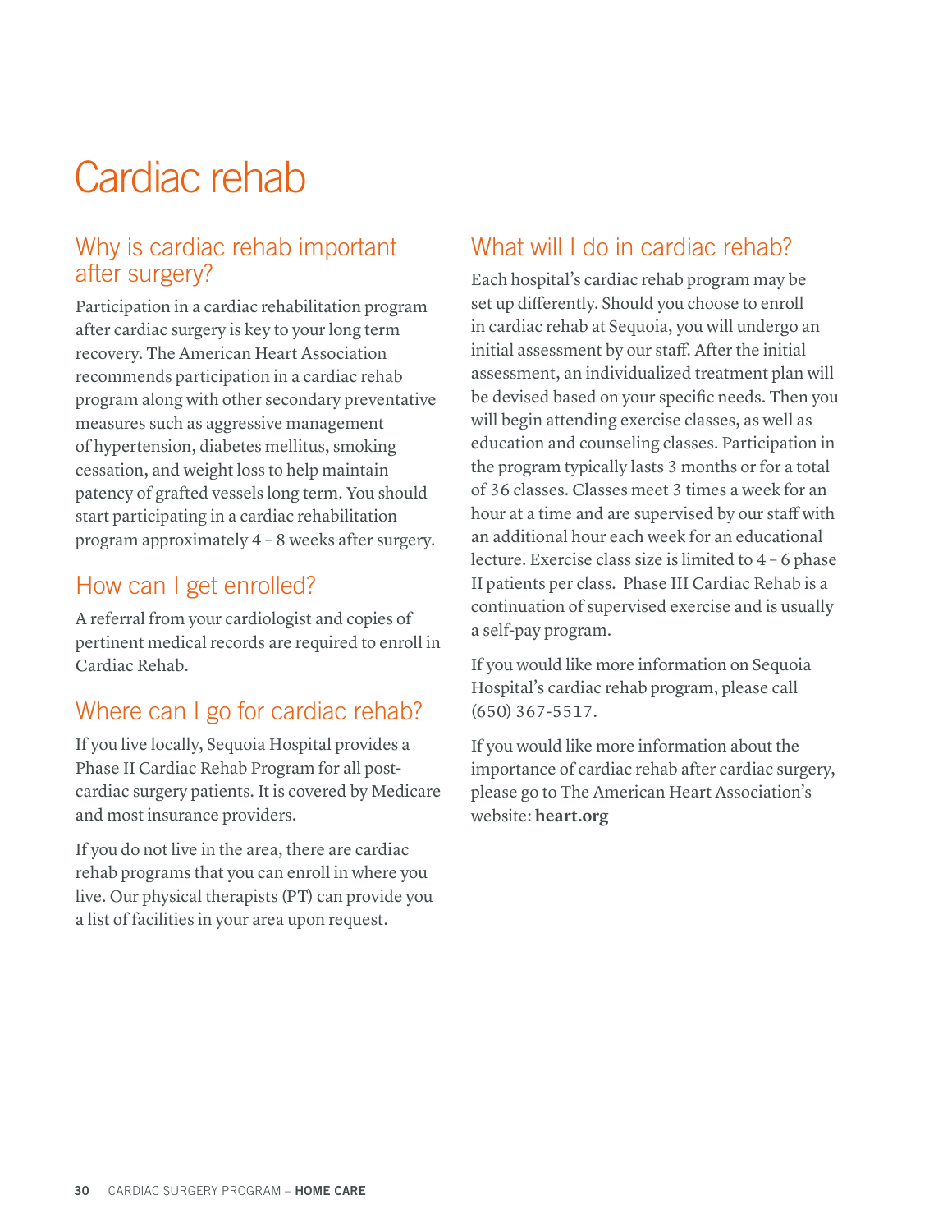# Cardiac rehab

## Why is cardiac rehab important after surgery?

Participation in a cardiac rehabilitation program after cardiac surgery is key to your long term recovery. The American Heart Association recommends participation in a cardiac rehab program along with other secondary preventative measures such as aggressive management of hypertension, diabetes mellitus, smoking cessation, and weight loss to help maintain patency of grafted vessels long term. You should start participating in a cardiac rehabilitation program approximately 4 – 8 weeks after surgery.

## How can I get enrolled?

A referral from your cardiologist and copies of pertinent medical records are required to enroll in Cardiac Rehab.

## Where can I go for cardiac rehab?

If you live locally, Sequoia Hospital provides a Phase II Cardiac Rehab Program for all post-cardiac surgery patients. It is covered by Medicare and most insurance providers.

If you do not live in the area, there are cardiac rehab programs that you can enroll in where you live. Our physical therapists (PT) can provide you a list of facilities in your area upon request.

## What will I do in cardiac rehab?

Each hospital's cardiac rehab program may be set up differently. Should you choose to enroll in cardiac rehab at Sequoia, you will undergo an initial assessment by our staff. After the initial assessment, an individualized treatment plan will be devised based on your specific needs. Then you will begin attending exercise classes, as well as education and counseling classes. Participation in the program typically lasts 3 months or for a total of 36 classes. Classes meet 3 times a week for an hour at a time and are supervised by our staff with an additional hour each week for an educational lecture. Exercise class size is limited to 4 – 6 phase II patients per class. Phase III Cardiac Rehab is a continuation of supervised exercise and is usually a self-pay program.

If you would like more information on Sequoia Hospital's cardiac rehab program, please call (650) 367-5517.

If you would like more information about the importance of cardiac rehab after cardiac surgery, please go to The American Heart Association's website: **heart.org**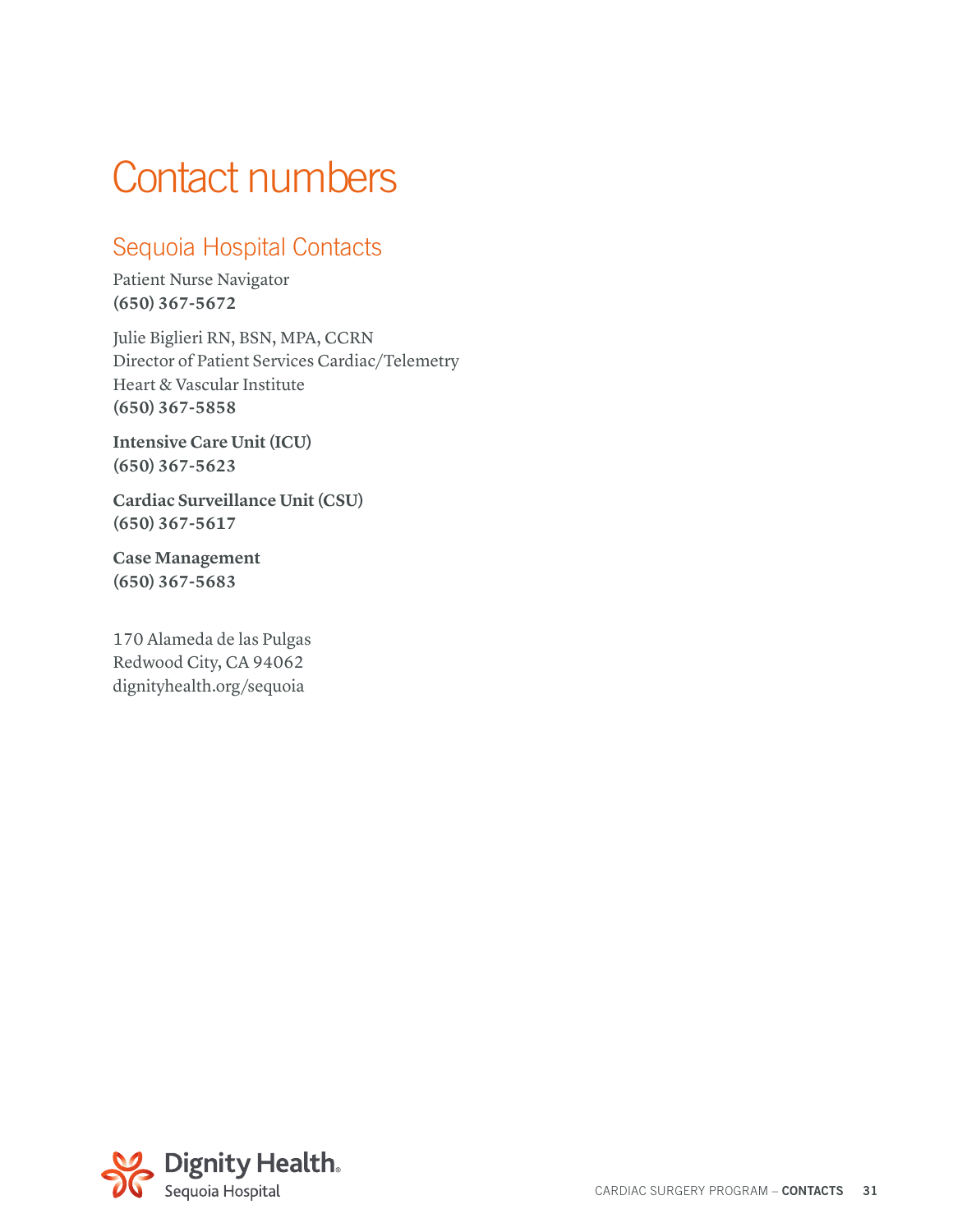# Contact numbers

## Sequoia Hospital Contacts

Patient Nurse Navigator
**(650) 367-5672**

Julie Biglieri RN, BSN, MPA, CCRN
Director of Patient Services Cardiac/Telemetry
Heart & Vascular Institute
**(650) 367-5858**

**Intensive Care Unit (ICU)**
**(650) 367-5623**

**Cardiac Surveillance Unit (CSU)**
**(650) 367-5617**

**Case Management**
**(650) 367-5683**

170 Alameda de las Pulgas
Redwood City, CA 94062
dignityhealth.org/sequoia

Dignity Health
Sequoia Hospital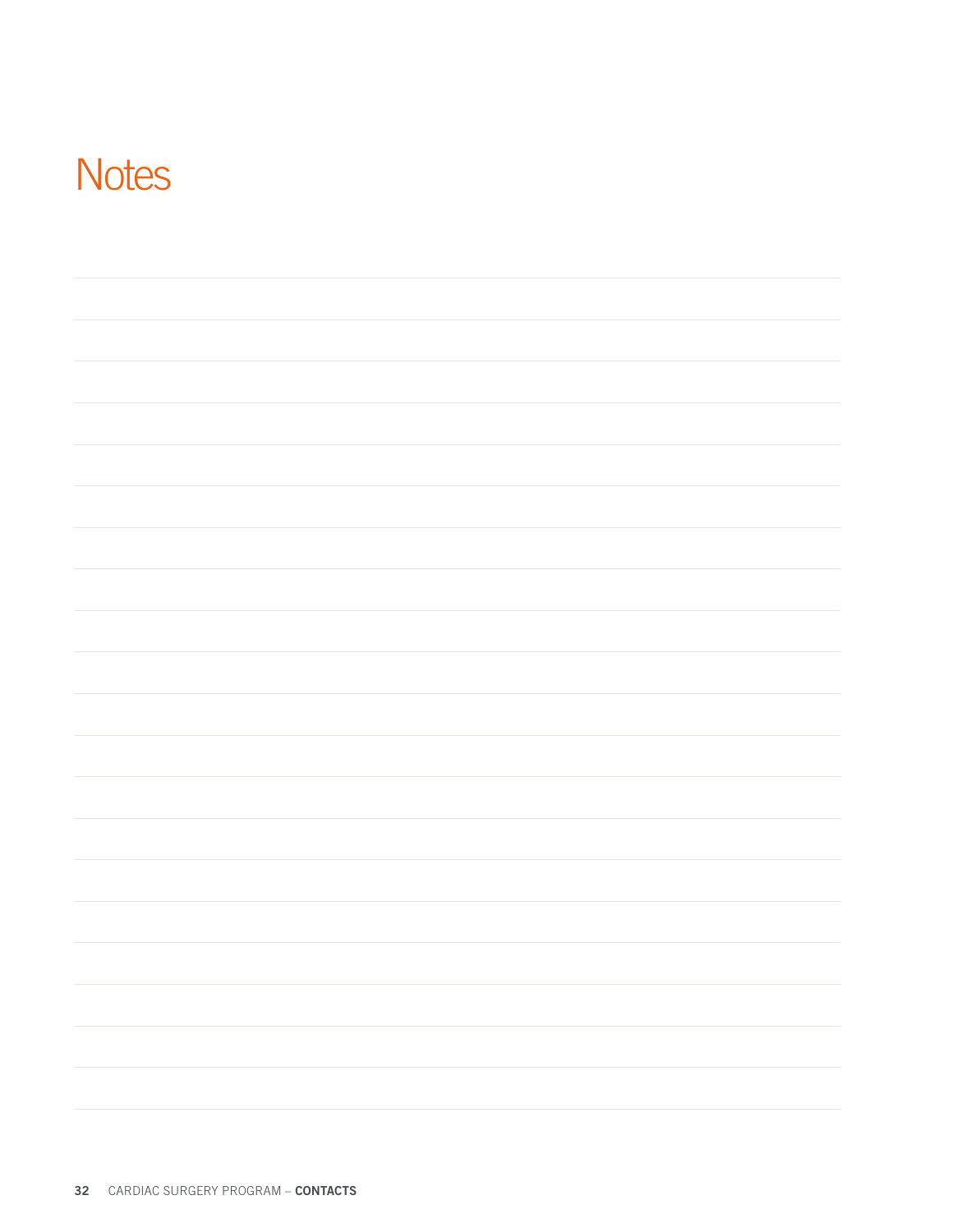# Notes